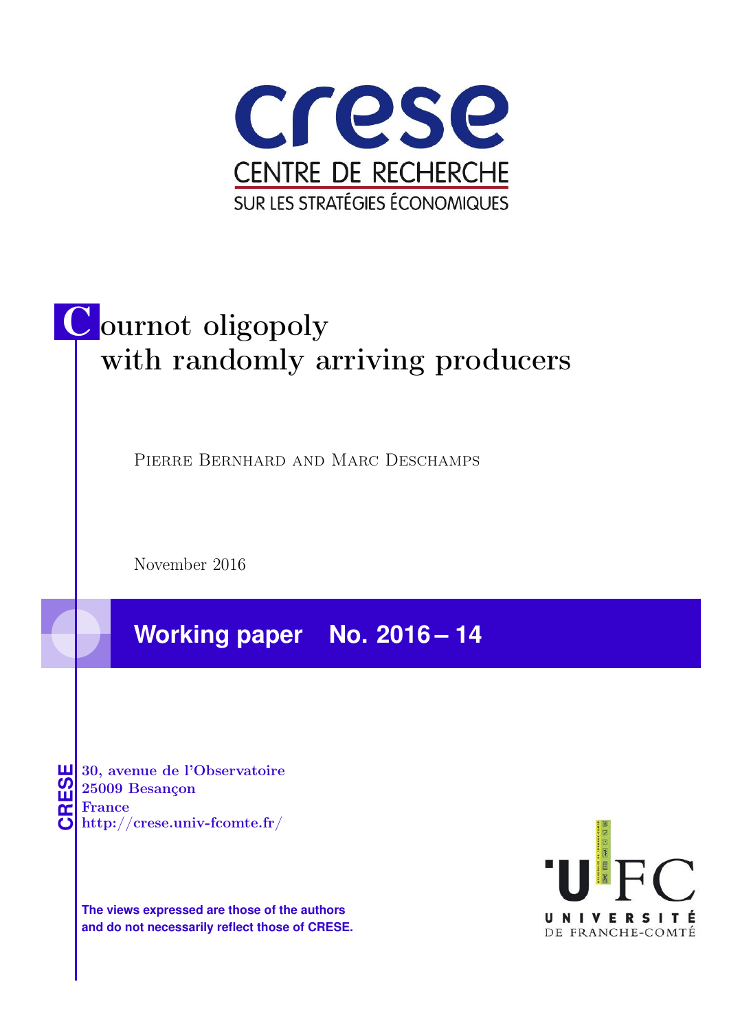crese

CENTRE DE RECHERCHE

SUR LES STRATÉGIES ÉCONOMIQUES

# Cournot oligopoly with randomly arriving producers

Pierre Bernhard and Marc Deschamps

November 2016

**Working paper No. 2016 – 14**

CRESE

30, avenue de l'Observatoire
25009 Besançon
France
http://crese.univ-fcomte.fr/

**The views expressed are those of the authors and do not necessarily reflect those of CRESE.**

UFC
UNIVERSITÉ
DE FRANCHE-COMTÉ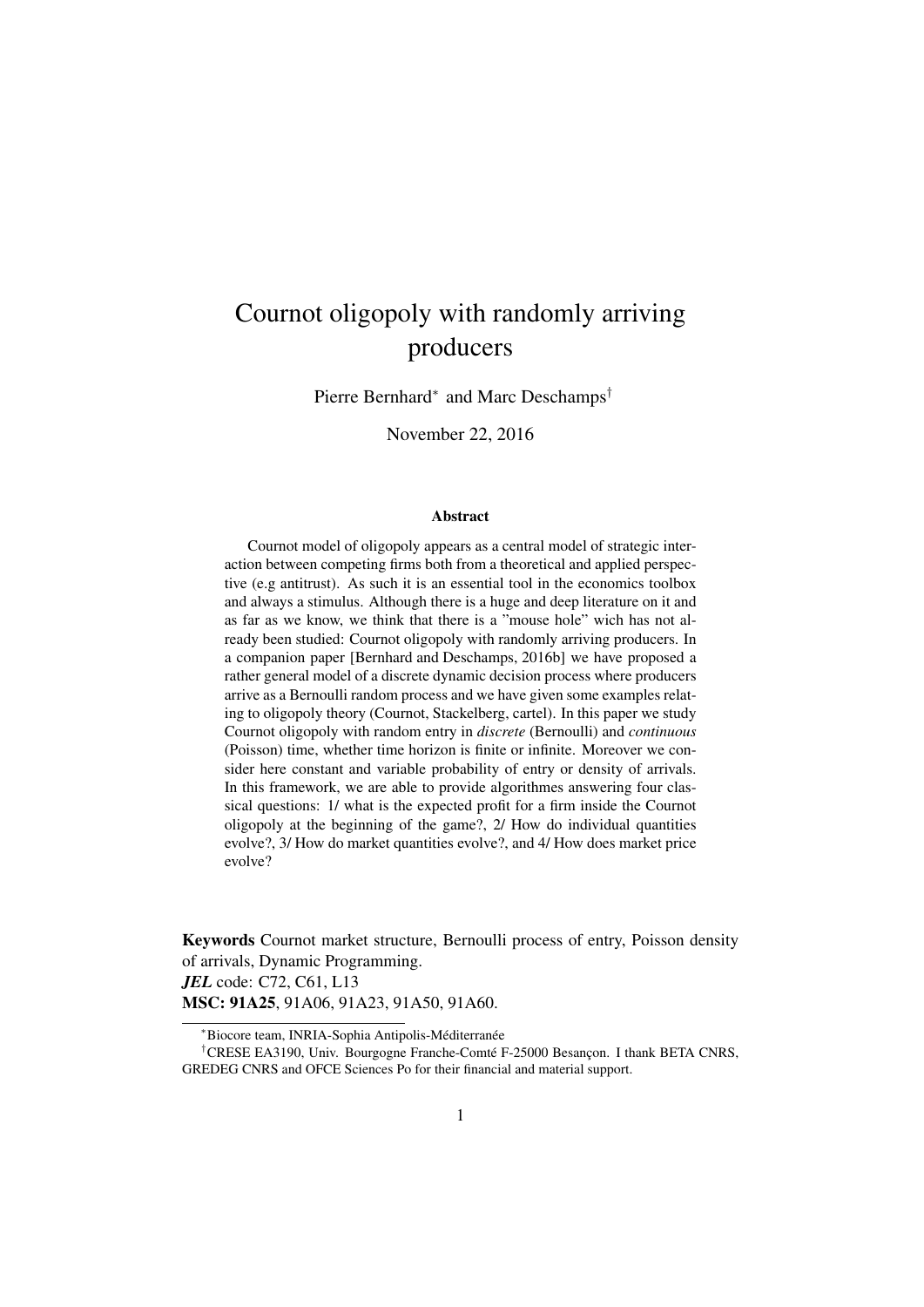# Cournot oligopoly with randomly arriving producers

Pierre Bernhard* and Marc Deschamps†

November 22, 2016

### Abstract

Cournot model of oligopoly appears as a central model of strategic interaction between competing firms both from a theoretical and applied perspective (e.g antitrust). As such it is an essential tool in the economics toolbox and always a stimulus. Although there is a huge and deep literature on it and as far as we know, we think that there is a "mouse hole" wich has not already been studied: Cournot oligopoly with randomly arriving producers. In a companion paper [Bernhard and Deschamps, 2016b] we have proposed a rather general model of a discrete dynamic decision process where producers arrive as a Bernoulli random process and we have given some examples relating to oligopoly theory (Cournot, Stackelberg, cartel). In this paper we study Cournot oligopoly with random entry in *discrete* (Bernoulli) and *continuous* (Poisson) time, whether time horizon is finite or infinite. Moreover we consider here constant and variable probability of entry or density of arrivals. In this framework, we are able to provide algorithmes answering four classical questions: 1/ what is the expected profit for a firm inside the Cournot oligopoly at the beginning of the game?, 2/ How do individual quantities evolve?, 3/ How do market quantities evolve?, and 4/ How does market price evolve?

**Keywords** Cournot market structure, Bernoulli process of entry, Poisson density of arrivals, Dynamic Programming.
***JEL*** code: C72, C61, L13
**MSC: 91A25**, 91A06, 91A23, 91A50, 91A60.

*Biocore team, INRIA-Sophia Antipolis-Méditerranée

†CRESE EA3190, Univ. Bourgogne Franche-Comté F-25000 Besançon. I thank BETA CNRS, GREDEG CNRS and OFCE Sciences Po for their financial and material support.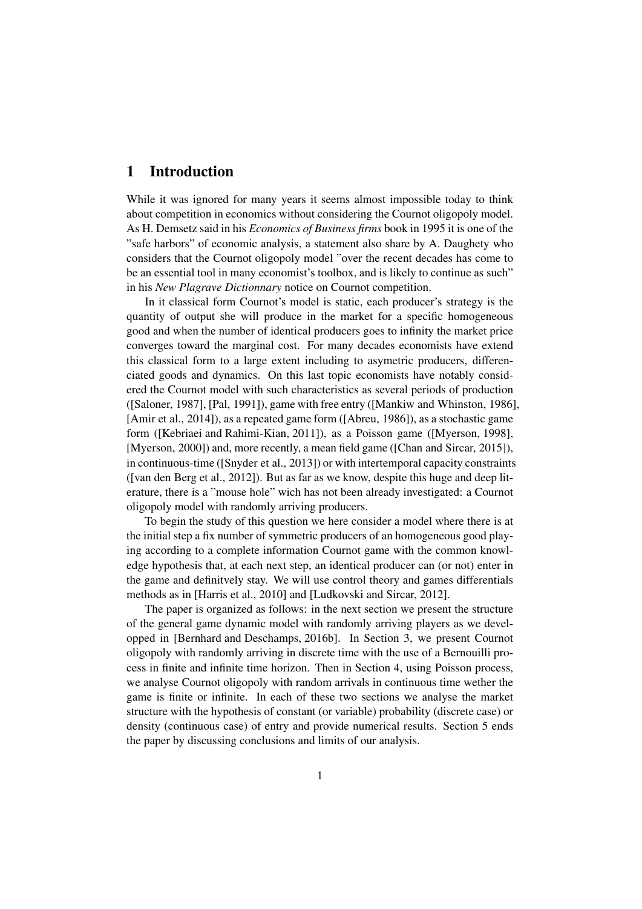# 1 Introduction

While it was ignored for many years it seems almost impossible today to think about competition in economics without considering the Cournot oligopoly model. As H. Demsetz said in his *Economics of Business firms* book in 1995 it is one of the "safe harbors" of economic analysis, a statement also share by A. Daughety who considers that the Cournot oligopoly model "over the recent decades has come to be an essential tool in many economist's toolbox, and is likely to continue as such" in his *New Plagrave Dictionnary* notice on Cournot competition.

In it classical form Cournot's model is static, each producer's strategy is the quantity of output she will produce in the market for a specific homogeneous good and when the number of identical producers goes to infinity the market price converges toward the marginal cost. For many decades economists have extend this classical form to a large extent including to asymetric producers, differenciated goods and dynamics. On this last topic economists have notably considered the Cournot model with such characteristics as several periods of production ([Saloner, 1987], [Pal, 1991]), game with free entry ([Mankiw and Whinston, 1986], [Amir et al., 2014]), as a repeated game form ([Abreu, 1986]), as a stochastic game form ([Kebriaei and Rahimi-Kian, 2011]), as a Poisson game ([Myerson, 1998], [Myerson, 2000]) and, more recently, a mean field game ([Chan and Sircar, 2015]), in continuous-time ([Snyder et al., 2013]) or with intertemporal capacity constraints ([van den Berg et al., 2012]). But as far as we know, despite this huge and deep literature, there is a "mouse hole" wich has not been already investigated: a Cournot oligopoly model with randomly arriving producers.

To begin the study of this question we here consider a model where there is at the initial step a fix number of symmetric producers of an homogeneous good playing according to a complete information Cournot game with the common knowledge hypothesis that, at each next step, an identical producer can (or not) enter in the game and definitvely stay. We will use control theory and games differentials methods as in [Harris et al., 2010] and [Ludkovski and Sircar, 2012].

The paper is organized as follows: in the next section we present the structure of the general game dynamic model with randomly arriving players as we developped in [Bernhard and Deschamps, 2016b]. In Section 3, we present Cournot oligopoly with randomly arriving in discrete time with the use of a Bernouilli process in finite and infinite time horizon. Then in Section 4, using Poisson process, we analyse Cournot oligopoly with random arrivals in continuous time wether the game is finite or infinite. In each of these two sections we analyse the market structure with the hypothesis of constant (or variable) probability (discrete case) or density (continuous case) of entry and provide numerical results. Section 5 ends the paper by discussing conclusions and limits of our analysis.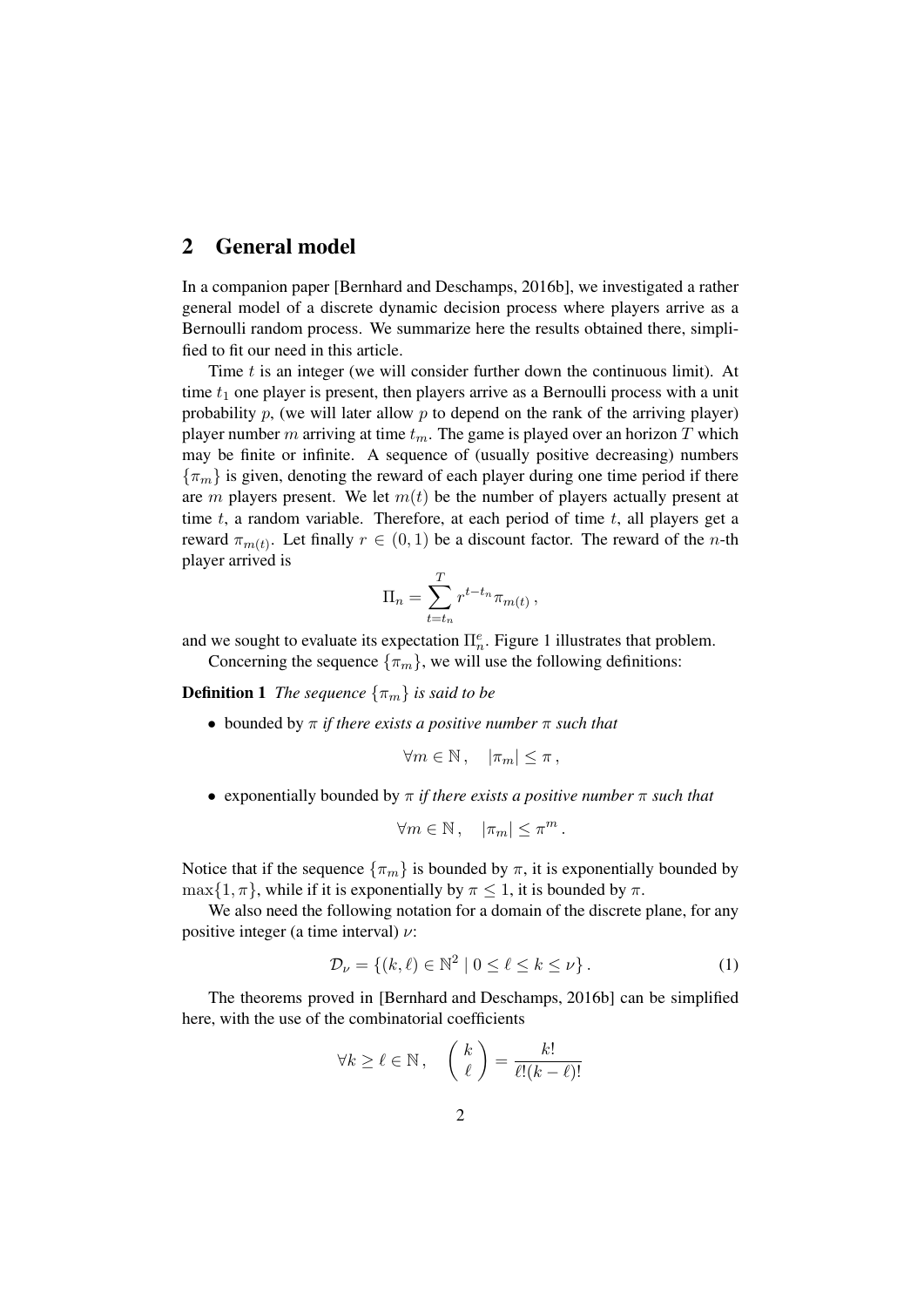## 2 General model

In a companion paper [Bernhard and Deschamps, 2016b], we investigated a rather general model of a discrete dynamic decision process where players arrive as a Bernoulli random process. We summarize here the results obtained there, simplified to fit our need in this article.

Time $t$ is an integer (we will consider further down the continuous limit). At time $t_1$ one player is present, then players arrive as a Bernoulli process with a unit probability $p$, (we will later allow $p$ to depend on the rank of the arriving player) player number $m$ arriving at time $t_m$. The game is played over an horizon $T$ which may be finite or infinite. A sequence of (usually positive decreasing) numbers $\{\pi_m\}$ is given, denoting the reward of each player during one time period if there are $m$ players present. We let $m(t)$ be the number of players actually present at time $t$, a random variable. Therefore, at each period of time $t$, all players get a reward $\pi_{m(t)}$. Let finally $r \in (0,1)$ be a discount factor. The reward of the $n$-th player arrived is

$$\Pi_n = \sum_{t=t_n}^{T} r^{t-t_n} \pi_{m(t)} \,,$$

and we sought to evaluate its expectation $\Pi_n^e$. Figure 1 illustrates that problem.

Concerning the sequence $\{\pi_m\}$, we will use the following definitions:

**Definition 1** *The sequence $\{\pi_m\}$ is said to be*

- bounded by $\pi$ *if there exists a positive number $\pi$ such that*

$$\forall m \in \mathbb{N}\,, \quad |\pi_m| \leq \pi\,,$$

- exponentially bounded by $\pi$ *if there exists a positive number $\pi$ such that*

$$\forall m \in \mathbb{N}\,, \quad |\pi_m| \leq \pi^m\,.$$

Notice that if the sequence $\{\pi_m\}$ is bounded by $\pi$, it is exponentially bounded by $\max\{1, \pi\}$, while if it is exponentially by $\pi \leq 1$, it is bounded by $\pi$.

We also need the following notation for a domain of the discrete plane, for any positive integer (a time interval) $\nu$:

$$\mathcal{D}_\nu = \{(k, \ell) \in \mathbb{N}^2 \mid 0 \leq \ell \leq k \leq \nu\}\,. \tag{1}$$

The theorems proved in [Bernhard and Deschamps, 2016b] can be simplified here, with the use of the combinatorial coefficients

$$\forall k \geq \ell \in \mathbb{N}\,, \quad \binom{k}{\ell} = \frac{k!}{\ell!(k-\ell)!}$$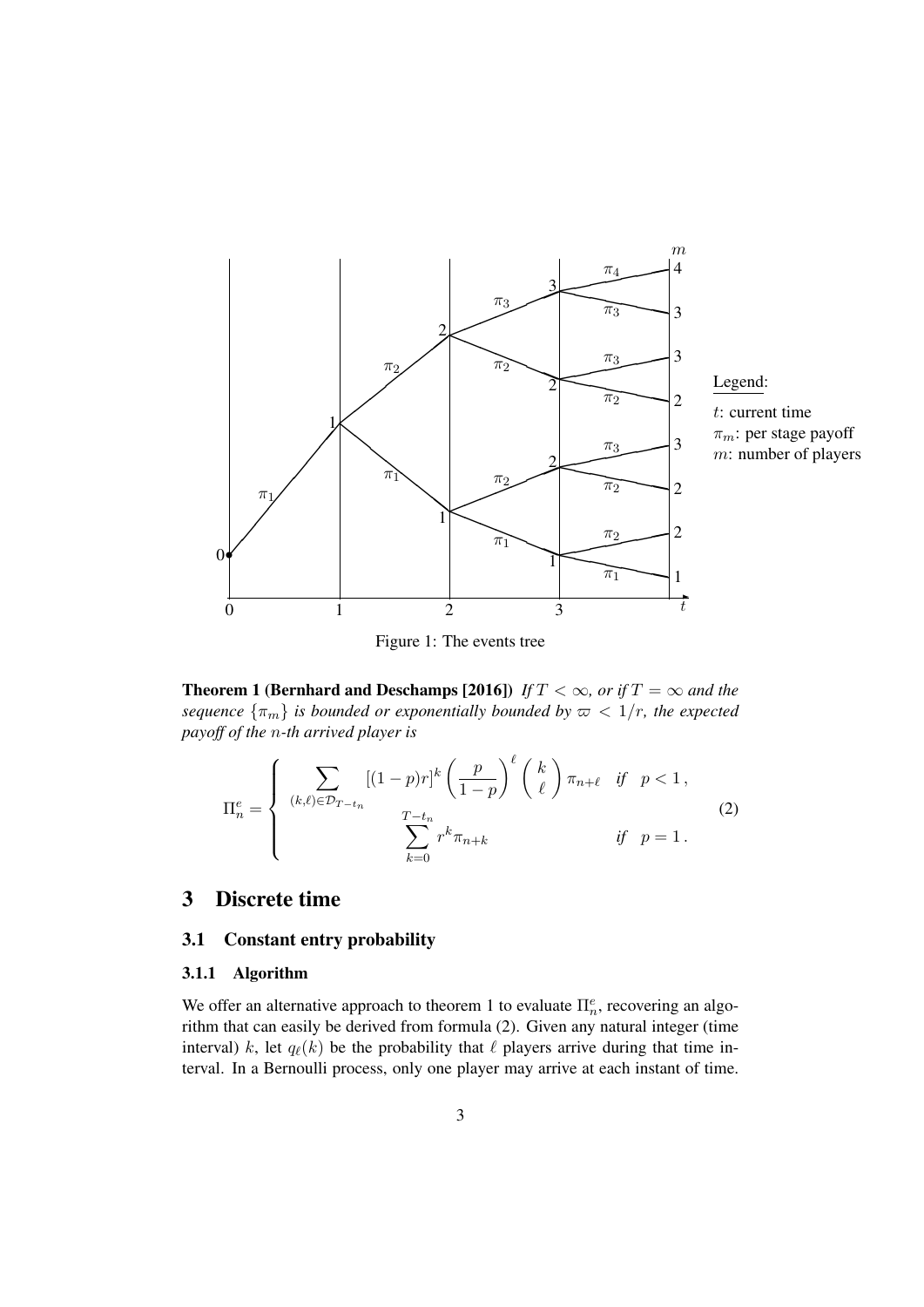Figure 1: The events tree

**Theorem 1 (Bernhard and Deschamps [2016])** *If $T < \infty$, or if $T = \infty$ and the sequence $\{\pi_m\}$ is bounded or exponentially bounded by $\varpi < 1/r$, the expected payoff of the $n$-th arrived player is*

$$
\Pi_n^e = \begin{cases} \displaystyle\sum_{(k,\ell)\in\mathcal{D}_{T-t_n}} [(1-p)r]^k \left(\frac{p}{1-p}\right)^\ell \binom{k}{\ell} \pi_{n+\ell} & \text{if} \quad p < 1\,, \\ \displaystyle\sum_{k=0}^{T-t_n} r^k \pi_{n+k} & \text{if} \quad p = 1\,. \end{cases} \tag{2}
$$

## 3 Discrete time

### 3.1 Constant entry probability

#### 3.1.1 Algorithm

We offer an alternative approach to theorem 1 to evaluate $\Pi_n^e$, recovering an algorithm that can easily be derived from formula (2). Given any natural integer (time interval) $k$, let $q_\ell(k)$ be the probability that $\ell$ players arrive during that time interval. In a Bernoulli process, only one player may arrive at each instant of time.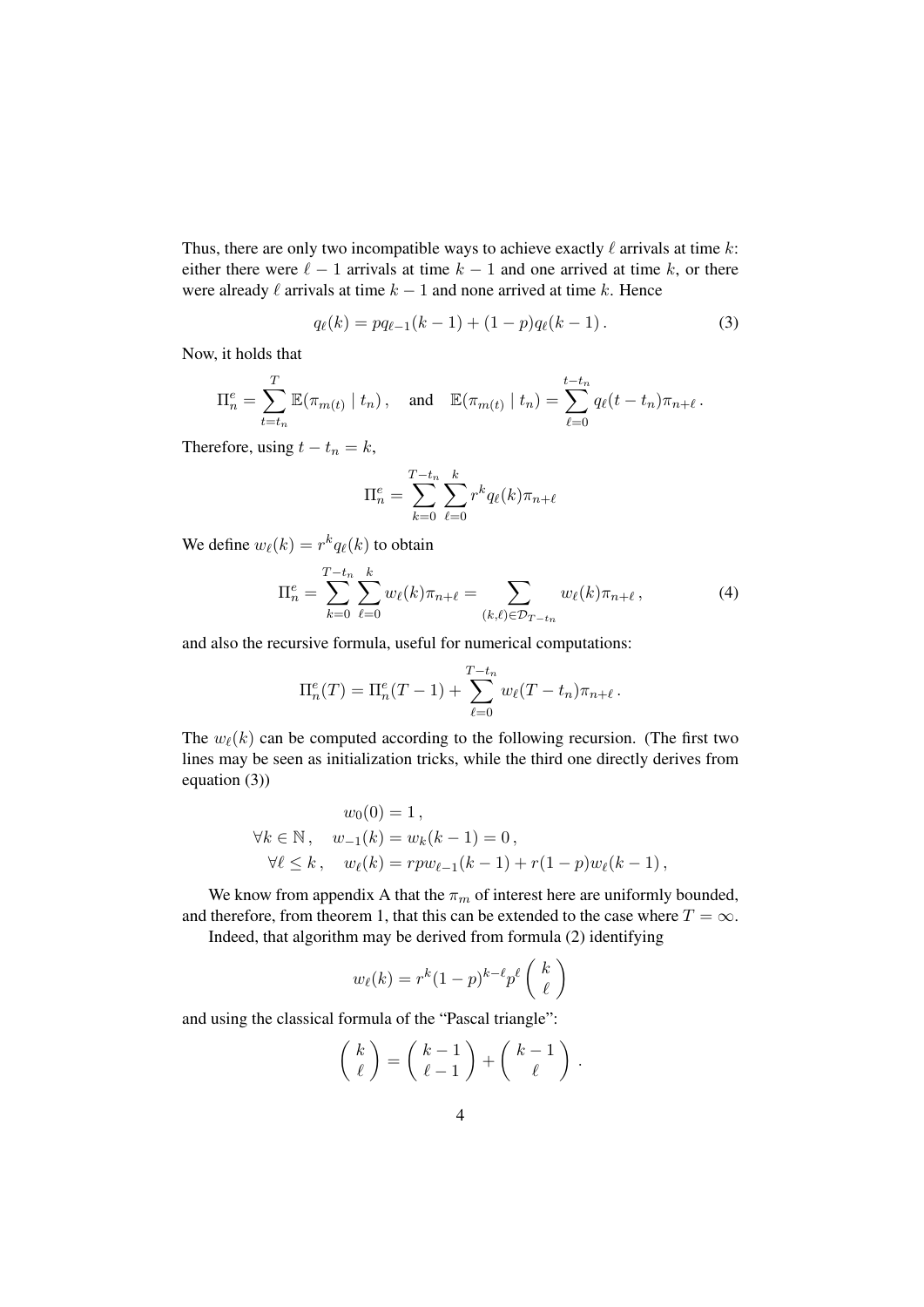Thus, there are only two incompatible ways to achieve exactly $\ell$ arrivals at time $k$: either there were $\ell - 1$ arrivals at time $k-1$ and one arrived at time $k$, or there were already $\ell$ arrivals at time $k-1$ and none arrived at time $k$. Hence

$$q_\ell(k) = pq_{\ell-1}(k-1) + (1-p)q_\ell(k-1)\,. \tag{3}$$

Now, it holds that

$$\Pi_n^e = \sum_{t=t_n}^{T} \mathbb{E}(\pi_{m(t)} \mid t_n)\,, \quad \text{and} \quad \mathbb{E}(\pi_{m(t)} \mid t_n) = \sum_{\ell=0}^{t-t_n} q_\ell(t-t_n)\pi_{n+\ell}\,.$$

Therefore, using $t - t_n = k$,

$$\Pi_n^e = \sum_{k=0}^{T-t_n} \sum_{\ell=0}^{k} r^k q_\ell(k)\pi_{n+\ell}$$

We define $w_\ell(k) = r^k q_\ell(k)$ to obtain

$$\Pi_n^e = \sum_{k=0}^{T-t_n} \sum_{\ell=0}^{k} w_\ell(k)\pi_{n+\ell} = \sum_{(k,\ell)\in\mathcal{D}_{T-t_n}} w_\ell(k)\pi_{n+\ell}\,, \tag{4}$$

and also the recursive formula, useful for numerical computations:

$$\Pi_n^e(T) = \Pi_n^e(T-1) + \sum_{\ell=0}^{T-t_n} w_\ell(T-t_n)\pi_{n+\ell}\,.$$

The $w_\ell(k)$ can be computed according to the following recursion. (The first two lines may be seen as initialization tricks, while the third one directly derives from equation (3))

$$\begin{aligned}
&w_0(0) = 1\,,\\
\forall k \in \mathbb{N}\,, \quad & w_{-1}(k) = w_k(k-1) = 0\,,\\
\forall \ell \le k\,, \quad & w_\ell(k) = rpw_{\ell-1}(k-1) + r(1-p)w_\ell(k-1)\,,
\end{aligned}$$

We know from appendix A that the $\pi_m$ of interest here are uniformly bounded, and therefore, from theorem 1, that this can be extended to the case where $T = \infty$.

Indeed, that algorithm may be derived from formula (2) identifying

$$w_\ell(k) = r^k(1-p)^{k-\ell}p^\ell \binom{k}{\ell}$$

and using the classical formula of the "Pascal triangle":

$$\binom{k}{\ell} = \binom{k-1}{\ell-1} + \binom{k-1}{\ell}\,.$$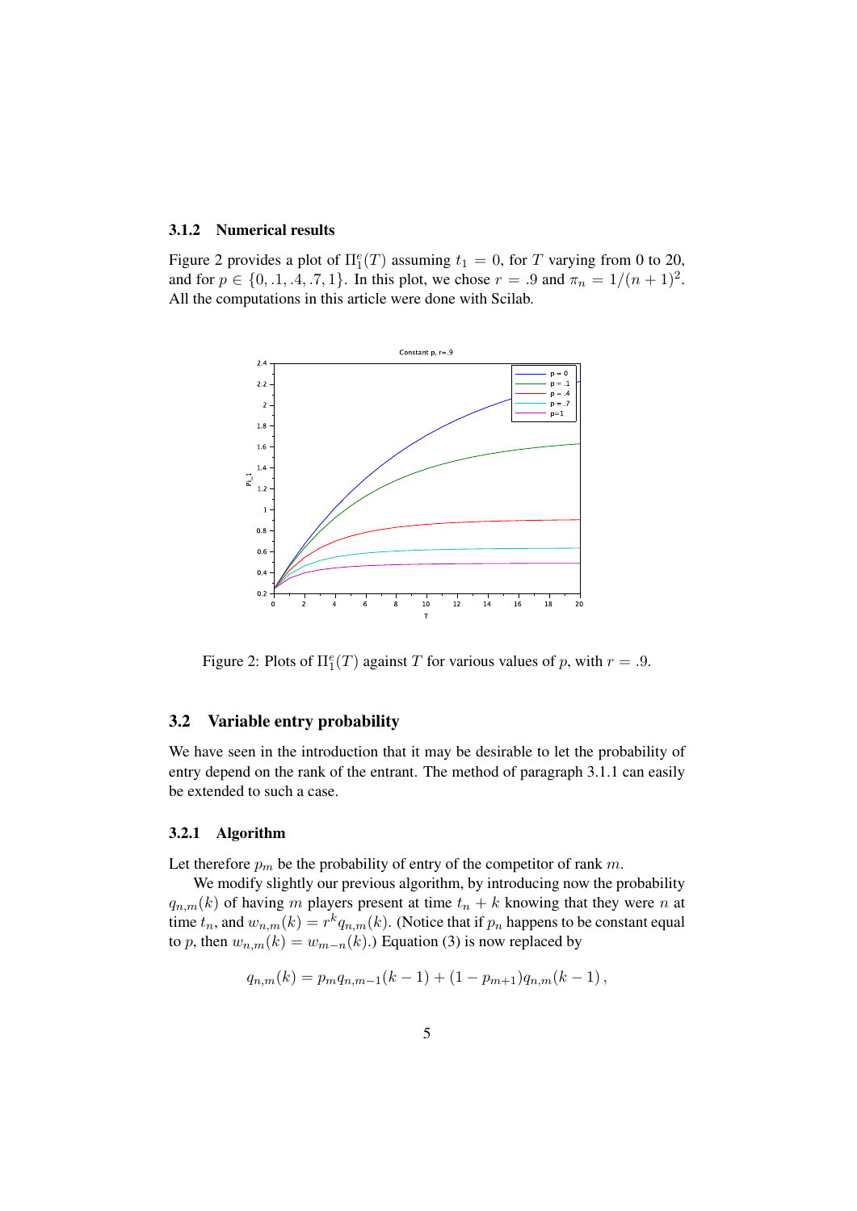### 3.1.2 Numerical results

Figure 2 provides a plot of $\Pi_1^e(T)$ assuming $t_1 = 0$, for $T$ varying from 0 to 20, and for $p \in \{0, .1, .4, .7, 1\}$. In this plot, we chose $r = .9$ and $\pi_n = 1/(n+1)^2$. All the computations in this article were done with Scilab.

Figure 2: Plots of $\Pi_1^e(T)$ against $T$ for various values of $p$, with $r = .9$.

## 3.2 Variable entry probability

We have seen in the introduction that it may be desirable to let the probability of entry depend on the rank of the entrant. The method of paragraph 3.1.1 can easily be extended to such a case.

### 3.2.1 Algorithm

Let therefore $p_m$ be the probability of entry of the competitor of rank $m$.

We modify slightly our previous algorithm, by introducing now the probability $q_{n,m}(k)$ of having $m$ players present at time $t_n + k$ knowing that they were $n$ at time $t_n$, and $w_{n,m}(k) = r^k q_{n,m}(k)$. (Notice that if $p_n$ happens to be constant equal to $p$, then $w_{n,m}(k) = w_{m-n}(k)$.) Equation (3) is now replaced by

$$q_{n,m}(k) = p_m q_{n,m-1}(k-1) + (1 - p_{m+1}) q_{n,m}(k-1) \,,$$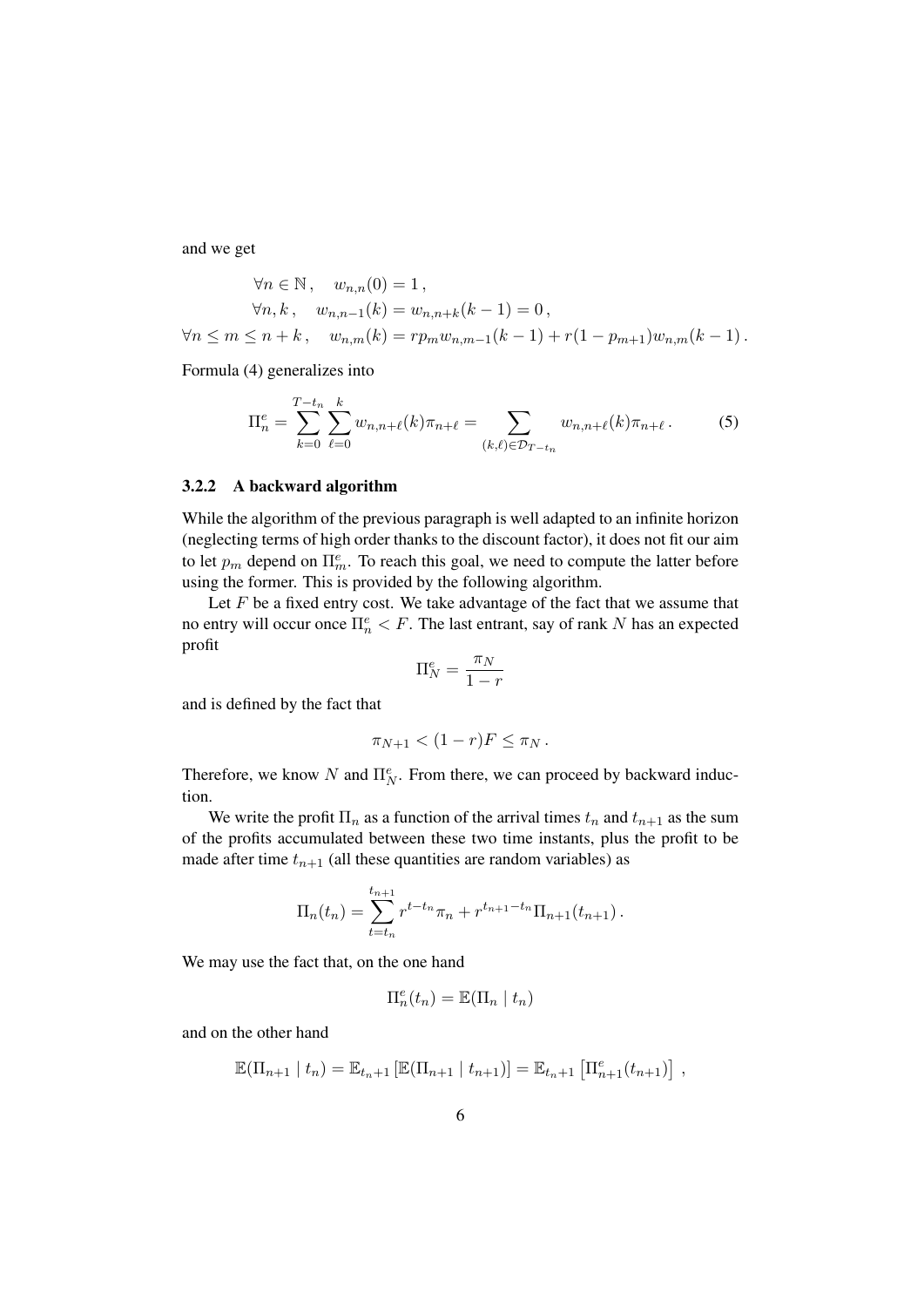and we get

$$
\begin{aligned}
\forall n \in \mathbb{N}\,, \quad & w_{n,n}(0) = 1\,, \\
\forall n, k\,, \quad & w_{n,n-1}(k) = w_{n,n+k}(k-1) = 0\,, \\
\forall n \le m \le n+k\,, \quad & w_{n,m}(k) = rp_m w_{n,m-1}(k-1) + r(1-p_{m+1}) w_{n,m}(k-1)\,.
\end{aligned}
$$

Formula (4) generalizes into

$$
\Pi_n^e = \sum_{k=0}^{T-t_n} \sum_{\ell=0}^{k} w_{n,n+\ell}(k)\pi_{n+\ell} = \sum_{(k,\ell)\in\mathcal{D}_{T-t_n}} w_{n,n+\ell}(k)\pi_{n+\ell}\,. \tag{5}
$$

#### 3.2.2 A backward algorithm

While the algorithm of the previous paragraph is well adapted to an infinite horizon (neglecting terms of high order thanks to the discount factor), it does not fit our aim to let $p_m$ depend on $\Pi_m^e$. To reach this goal, we need to compute the latter before using the former. This is provided by the following algorithm.

Let $F$ be a fixed entry cost. We take advantage of the fact that we assume that no entry will occur once $\Pi_n^e < F$. The last entrant, say of rank $N$ has an expected profit

$$
\Pi_N^e = \frac{\pi_N}{1-r}
$$

and is defined by the fact that

$$
\pi_{N+1} < (1-r)F \le \pi_N\,.
$$

Therefore, we know $N$ and $\Pi_N^e$. From there, we can proceed by backward induction.

We write the profit $\Pi_n$ as a function of the arrival times $t_n$ and $t_{n+1}$ as the sum of the profits accumulated between these two time instants, plus the profit to be made after time $t_{n+1}$ (all these quantities are random variables) as

$$
\Pi_n(t_n) = \sum_{t=t_n}^{t_{n+1}} r^{t-t_n}\pi_n + r^{t_{n+1}-t_n}\Pi_{n+1}(t_{n+1})\,.
$$

We may use the fact that, on the one hand

$$
\Pi_n^e(t_n) = \mathbb{E}(\Pi_n \mid t_n)
$$

and on the other hand

$$
\mathbb{E}(\Pi_{n+1} \mid t_n) = \mathbb{E}_{t_n+1}\left[\mathbb{E}(\Pi_{n+1} \mid t_{n+1})\right] = \mathbb{E}_{t_n+1}\left[\Pi_{n+1}^e(t_{n+1})\right]\,,
$$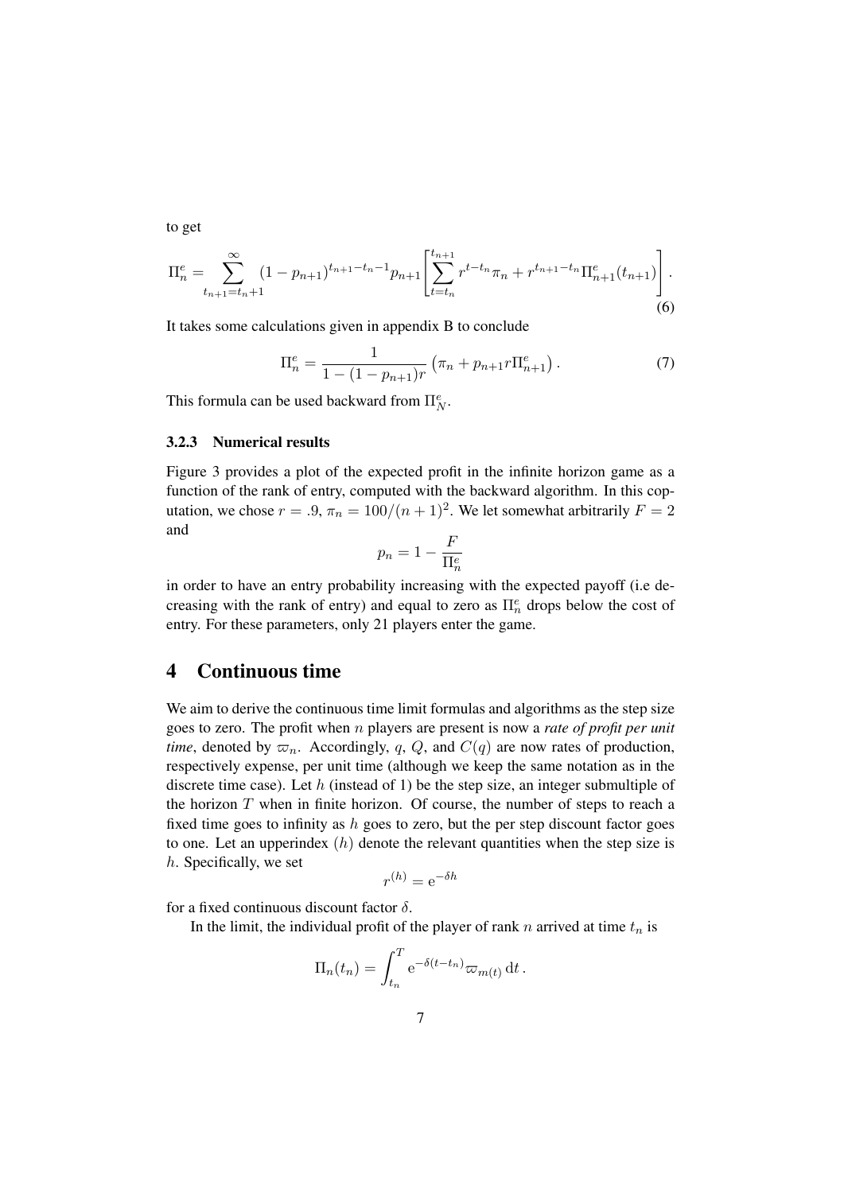to get

$$\Pi_n^e = \sum_{t_{n+1}=t_n+1}^{\infty} (1-p_{n+1})^{t_{n+1}-t_n-1} p_{n+1} \left[ \sum_{t=t_n}^{t_{n+1}} r^{t-t_n} \pi_n + r^{t_{n+1}-t_n} \Pi_{n+1}^e(t_{n+1}) \right]. \tag{6}$$

It takes some calculations given in appendix B to conclude

$$\Pi_n^e = \frac{1}{1-(1-p_{n+1})r} \left( \pi_n + p_{n+1} r \Pi_{n+1}^e \right). \tag{7}$$

This formula can be used backward from $\Pi_N^e$.

### 3.2.3 Numerical results

Figure 3 provides a plot of the expected profit in the infinite horizon game as a function of the rank of entry, computed with the backward algorithm. In this coputation, we chose $r = .9$, $\pi_n = 100/(n+1)^2$. We let somewhat arbitrarily $F = 2$ and

$$p_n = 1 - \frac{F}{\Pi_n^e}$$

in order to have an entry probability increasing with the expected payoff (i.e decreasing with the rank of entry) and equal to zero as $\Pi_n^e$ drops below the cost of entry. For these parameters, only 21 players enter the game.

# 4 Continuous time

We aim to derive the continuous time limit formulas and algorithms as the step size goes to zero. The profit when $n$ players are present is now a *rate of profit per unit time*, denoted by $\varpi_n$. Accordingly, $q$, $Q$, and $C(q)$ are now rates of production, respectively expense, per unit time (although we keep the same notation as in the discrete time case). Let $h$ (instead of 1) be the step size, an integer submultiple of the horizon $T$ when in finite horizon. Of course, the number of steps to reach a fixed time goes to infinity as $h$ goes to zero, but the per step discount factor goes to one. Let an upperindex $(h)$ denote the relevant quantities when the step size is $h$. Specifically, we set

$$r^{(h)} = \mathrm{e}^{-\delta h}$$

for a fixed continuous discount factor $\delta$.

In the limit, the individual profit of the player of rank $n$ arrived at time $t_n$ is

$$\Pi_n(t_n) = \int_{t_n}^{T} \mathrm{e}^{-\delta(t-t_n)} \varpi_{m(t)} \, \mathrm{d}t \, .$$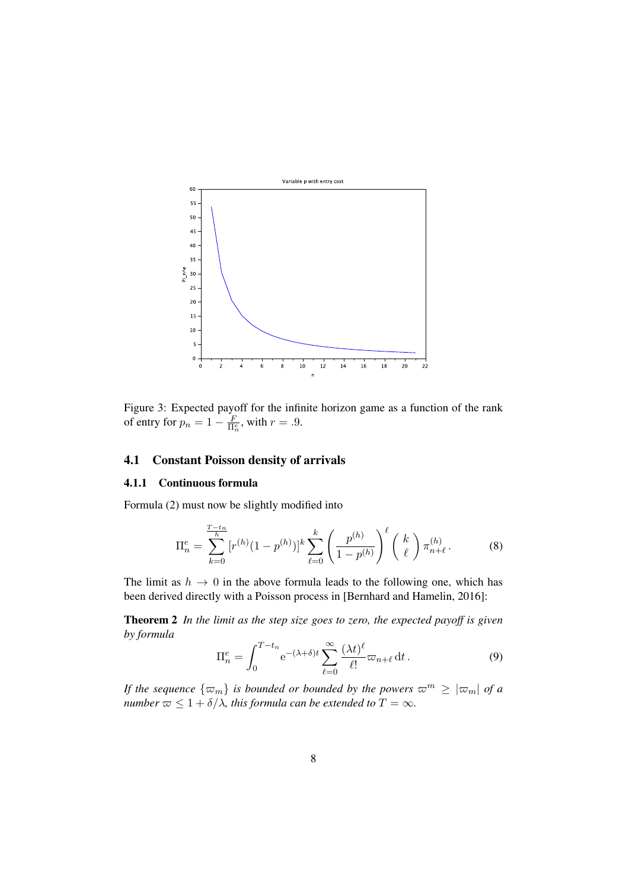Figure 3: Expected payoff for the infinite horizon game as a function of the rank of entry for $p_n = 1 - \frac{F}{\Pi_n^e}$, with $r = .9$.

### 4.1 Constant Poisson density of arrivals

#### 4.1.1 Continuous formula

Formula (2) must now be slightly modified into

$$\Pi_n^e = \sum_{k=0}^{\frac{T-t_n}{h}} [r^{(h)}(1-p^{(h)})]^k \sum_{\ell=0}^{k} \left(\frac{p^{(h)}}{1-p^{(h)}}\right)^\ell \binom{k}{\ell} \pi_{n+\ell}^{(h)}\,. \tag{8}$$

The limit as $h \to 0$ in the above formula leads to the following one, which has been derived directly with a Poisson process in [Bernhard and Hamelin, 2016]:

**Theorem 2** *In the limit as the step size goes to zero, the expected payoff is given by formula*

$$\Pi_n^e = \int_0^{T-t_n} \mathrm{e}^{-(\lambda+\delta)t} \sum_{\ell=0}^{\infty} \frac{(\lambda t)^\ell}{\ell!} \varpi_{n+\ell}\, \mathrm{d}t\,. \tag{9}$$

*If the sequence $\{\varpi_m\}$ is bounded or bounded by the powers $\varpi^m \geq |\varpi_m|$ of a number $\varpi \leq 1 + \delta/\lambda$, this formula can be extended to $T = \infty$.*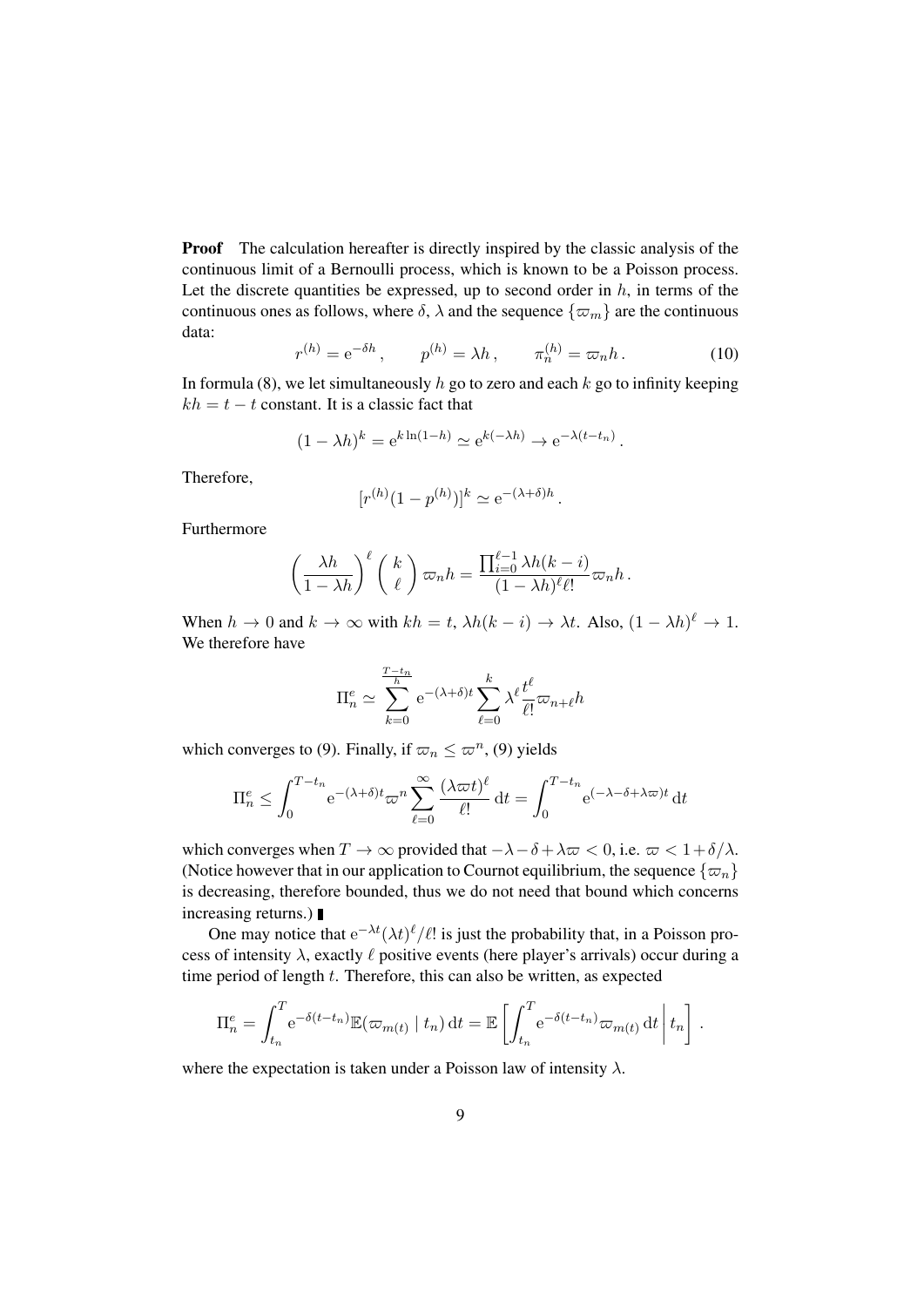**Proof** The calculation hereafter is directly inspired by the classic analysis of the continuous limit of a Bernoulli process, which is known to be a Poisson process. Let the discrete quantities be expressed, up to second order in $h$, in terms of the continuous ones as follows, where $\delta$, $\lambda$ and the sequence $\{\varpi_m\}$ are the continuous data:

$$r^{(h)} = \mathrm{e}^{-\delta h}\,, \qquad p^{(h)} = \lambda h\,, \qquad \pi_n^{(h)} = \varpi_n h\,. \tag{10}$$

In formula (8), we let simultaneously $h$ go to zero and each $k$ go to infinity keeping $kh = t - t$ constant. It is a classic fact that

$$(1-\lambda h)^k = \mathrm{e}^{k\ln(1-h)} \simeq \mathrm{e}^{k(-\lambda h)} \to \mathrm{e}^{-\lambda(t-t_n)}\,.$$

Therefore,

$$[r^{(h)}(1-p^{(h)})]^k \simeq \mathrm{e}^{-(\lambda+\delta)h}\,.$$

Furthermore

$$\left(\frac{\lambda h}{1-\lambda h}\right)^{\ell} \left(\begin{array}{c} k \\ \ell \end{array}\right) \varpi_n h = \frac{\prod_{i=0}^{\ell-1} \lambda h(k-i)}{(1-\lambda h)^{\ell}\ell!}\varpi_n h\,.$$

When $h \to 0$ and $k \to \infty$ with $kh = t$, $\lambda h(k-i) \to \lambda t$. Also, $(1-\lambda h)^{\ell} \to 1$. We therefore have

$$\Pi_n^e \simeq \sum_{k=0}^{\frac{T-t_n}{h}} \mathrm{e}^{-(\lambda+\delta)t} \sum_{\ell=0}^{k} \lambda^{\ell}\frac{t^{\ell}}{\ell!}\varpi_{n+\ell} h$$

which converges to (9). Finally, if $\varpi_n \leq \varpi^n$, (9) yields

$$\Pi_n^e \leq \int_0^{T-t_n} \mathrm{e}^{-(\lambda+\delta)t}\varpi^n \sum_{\ell=0}^{\infty} \frac{(\lambda\varpi t)^{\ell}}{\ell!}\,\mathrm{d}t = \int_0^{T-t_n} \mathrm{e}^{(-\lambda-\delta+\lambda\varpi)t}\,\mathrm{d}t$$

which converges when $T \to \infty$ provided that $-\lambda-\delta+\lambda\varpi < 0$, i.e. $\varpi < 1+\delta/\lambda$. (Notice however that in our application to Cournot equilibrium, the sequence $\{\varpi_n\}$ is decreasing, therefore bounded, thus we do not need that bound which concerns increasing returns.) ∎

One may notice that $\mathrm{e}^{-\lambda t}(\lambda t)^{\ell}/\ell!$ is just the probability that, in a Poisson process of intensity $\lambda$, exactly $\ell$ positive events (here player's arrivals) occur during a time period of length $t$. Therefore, this can also be written, as expected

$$\Pi_n^e = \int_{t_n}^{T} \mathrm{e}^{-\delta(t-t_n)}\mathbb{E}(\varpi_{m(t)} \mid t_n)\,\mathrm{d}t = \mathbb{E}\left[\int_{t_n}^{T} \mathrm{e}^{-\delta(t-t_n)}\varpi_{m(t)}\,\mathrm{d}t \,\middle|\, t_n\right]\,.$$

where the expectation is taken under a Poisson law of intensity $\lambda$.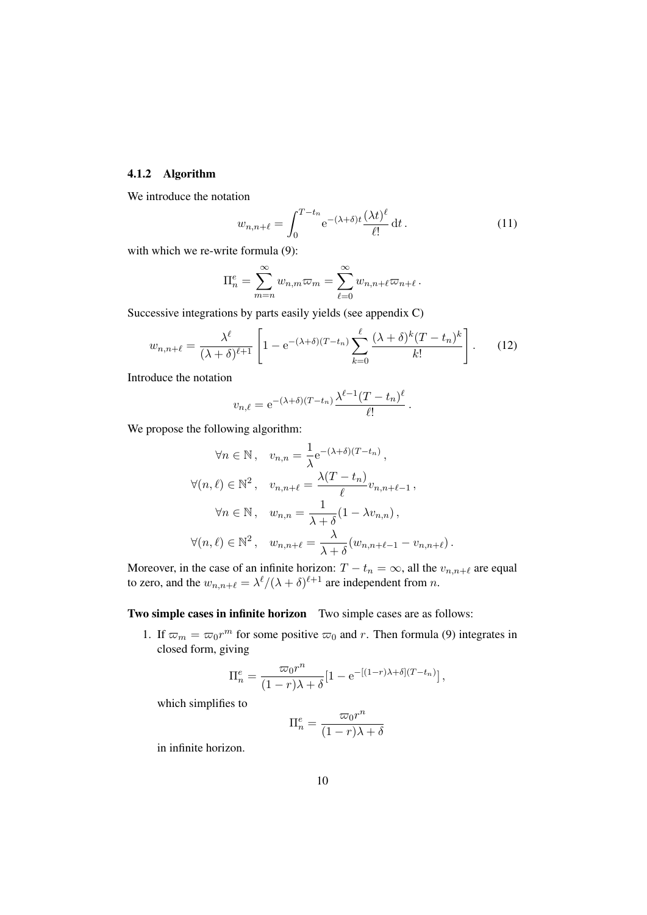#### 4.1.2 Algorithm

We introduce the notation

$$w_{n,n+\ell} = \int_0^{T-t_n} \mathrm{e}^{-(\lambda+\delta)t} \frac{(\lambda t)^\ell}{\ell!} \, \mathrm{d}t \,. \tag{11}$$

with which we re-write formula (9):

$$\Pi_n^e = \sum_{m=n}^{\infty} w_{n,m} \varpi_m = \sum_{\ell=0}^{\infty} w_{n,n+\ell} \varpi_{n+\ell} \,.$$

Successive integrations by parts easily yields (see appendix C)

$$w_{n,n+\ell} = \frac{\lambda^\ell}{(\lambda+\delta)^{\ell+1}} \left[ 1 - \mathrm{e}^{-(\lambda+\delta)(T-t_n)} \sum_{k=0}^{\ell} \frac{(\lambda+\delta)^k (T-t_n)^k}{k!} \right] . \tag{12}$$

Introduce the notation

$$v_{n,\ell} = \mathrm{e}^{-(\lambda+\delta)(T-t_n)} \frac{\lambda^{\ell-1}(T-t_n)^\ell}{\ell!} \,.$$

We propose the following algorithm:

$$\begin{aligned}
\forall n \in \mathbb{N} \,, \quad & v_{n,n} = \frac{1}{\lambda} \mathrm{e}^{-(\lambda+\delta)(T-t_n)} \,, \\
\forall (n,\ell) \in \mathbb{N}^2 \,, \quad & v_{n,n+\ell} = \frac{\lambda(T-t_n)}{\ell} v_{n,n+\ell-1} \,, \\
\forall n \in \mathbb{N} \,, \quad & w_{n,n} = \frac{1}{\lambda+\delta} (1 - \lambda v_{n,n}) \,, \\
\forall (n,\ell) \in \mathbb{N}^2 \,, \quad & w_{n,n+\ell} = \frac{\lambda}{\lambda+\delta} (w_{n,n+\ell-1} - v_{n,n+\ell}) \,.
\end{aligned}$$

Moreover, in the case of an infinite horizon: $T - t_n = \infty$, all the $v_{n,n+\ell}$ are equal to zero, and the $w_{n,n+\ell} = \lambda^\ell/(\lambda+\delta)^{\ell+1}$ are independent from $n$.

**Two simple cases in infinite horizon** Two simple cases are as follows:

1. If $\varpi_m = \varpi_0 r^m$ for some positive $\varpi_0$ and $r$. Then formula (9) integrates in closed form, giving

$$\Pi_n^e = \frac{\varpi_0 r^n}{(1-r)\lambda + \delta} \left[ 1 - \mathrm{e}^{-[(1-r)\lambda+\delta](T-t_n)} \right] ,$$

which simplifies to

$$\Pi_n^e = \frac{\varpi_0 r^n}{(1-r)\lambda + \delta}$$

in infinite horizon.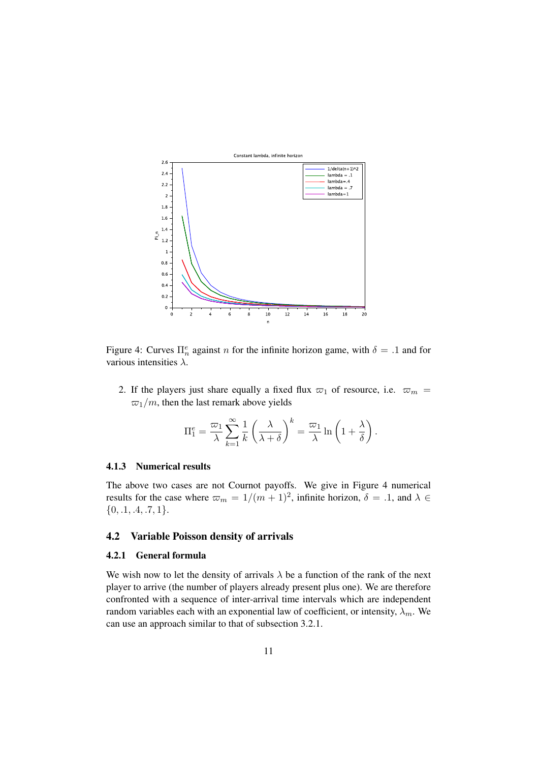Figure 4: Curves $\Pi_n^e$ against $n$ for the infinite horizon game, with $\delta = .1$ and for various intensities $\lambda$.

2. If the players just share equally a fixed flux $\varpi_1$ of resource, i.e. $\varpi_m = \varpi_1/m$, then the last remark above yields

$$\Pi_1^e = \frac{\varpi_1}{\lambda} \sum_{k=1}^{\infty} \frac{1}{k} \left( \frac{\lambda}{\lambda + \delta} \right)^k = \frac{\varpi_1}{\lambda} \ln \left( 1 + \frac{\lambda}{\delta} \right).$$

#### 4.1.3 Numerical results

The above two cases are not Cournot payoffs. We give in Figure 4 numerical results for the case where $\varpi_m = 1/(m+1)^2$, infinite horizon, $\delta = .1$, and $\lambda \in \{0, .1, .4, .7, 1\}$.

### 4.2 Variable Poisson density of arrivals

#### 4.2.1 General formula

We wish now to let the density of arrivals $\lambda$ be a function of the rank of the next player to arrive (the number of players already present plus one). We are therefore confronted with a sequence of inter-arrival time intervals which are independent random variables each with an exponential law of coefficient, or intensity, $\lambda_m$. We can use an approach similar to that of subsection 3.2.1.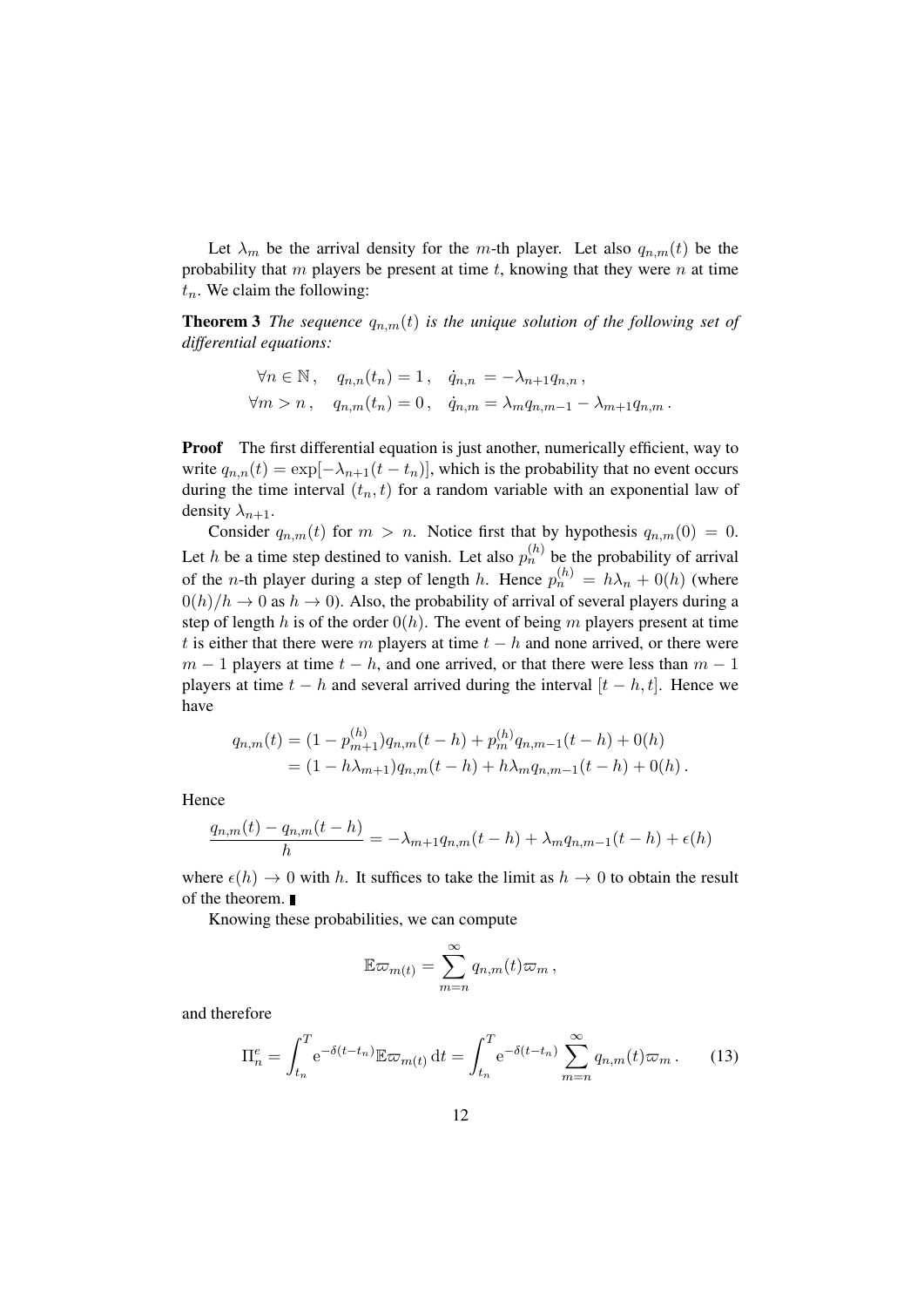Let $\lambda_m$ be the arrival density for the $m$-th player. Let also $q_{n,m}(t)$ be the probability that $m$ players be present at time $t$, knowing that they were $n$ at time $t_n$. We claim the following:

**Theorem 3** *The sequence $q_{n,m}(t)$ is the unique solution of the following set of differential equations:*

$$
\begin{aligned}
\forall n \in \mathbb{N}\,, &\quad q_{n,n}(t_n) = 1\,, \quad \dot{q}_{n,n} = -\lambda_{n+1} q_{n,n}\,,\\
\forall m > n\,, &\quad q_{n,m}(t_n) = 0\,, \quad \dot{q}_{n,m} = \lambda_m q_{n,m-1} - \lambda_{m+1} q_{n,m}\,.
\end{aligned}
$$

**Proof** The first differential equation is just another, numerically efficient, way to write $q_{n,n}(t) = \exp[-\lambda_{n+1}(t - t_n)]$, which is the probability that no event occurs during the time interval $(t_n, t)$ for a random variable with an exponential law of density $\lambda_{n+1}$.

Consider $q_{n,m}(t)$ for $m > n$. Notice first that by hypothesis $q_{n,m}(0) = 0$. Let $h$ be a time step destined to vanish. Let also $p_n^{(h)}$ be the probability of arrival of the $n$-th player during a step of length $h$. Hence $p_n^{(h)} = h\lambda_n + 0(h)$ (where $0(h)/h \to 0$ as $h \to 0$). Also, the probability of arrival of several players during a step of length $h$ is of the order $0(h)$. The event of being $m$ players present at time $t$ is either that there were $m$ players at time $t - h$ and none arrived, or there were $m - 1$ players at time $t - h$, and one arrived, or that there were less than $m - 1$ players at time $t - h$ and several arrived during the interval $[t - h, t]$. Hence we have

$$
\begin{aligned}
q_{n,m}(t) &= (1 - p_{m+1}^{(h)}) q_{n,m}(t - h) + p_m^{(h)} q_{n,m-1}(t - h) + 0(h)\\
&= (1 - h\lambda_{m+1}) q_{n,m}(t - h) + h\lambda_m q_{n,m-1}(t - h) + 0(h)\,.
\end{aligned}
$$

Hence

$$
\frac{q_{n,m}(t) - q_{n,m}(t - h)}{h} = -\lambda_{m+1} q_{n,m}(t - h) + \lambda_m q_{n,m-1}(t - h) + \epsilon(h)
$$

where $\epsilon(h) \to 0$ with $h$. It suffices to take the limit as $h \to 0$ to obtain the result of the theorem. ∎

Knowing these probabilities, we can compute

$$
\mathbb{E}\varpi_{m(t)} = \sum_{m=n}^{\infty} q_{n,m}(t)\varpi_m\,,
$$

and therefore

$$
\Pi_n^e = \int_{t_n}^{T} \mathrm{e}^{-\delta(t - t_n)} \mathbb{E}\varpi_{m(t)}\, \mathrm{d}t = \int_{t_n}^{T} \mathrm{e}^{-\delta(t - t_n)} \sum_{m=n}^{\infty} q_{n,m}(t)\varpi_m\,. \tag{13}
$$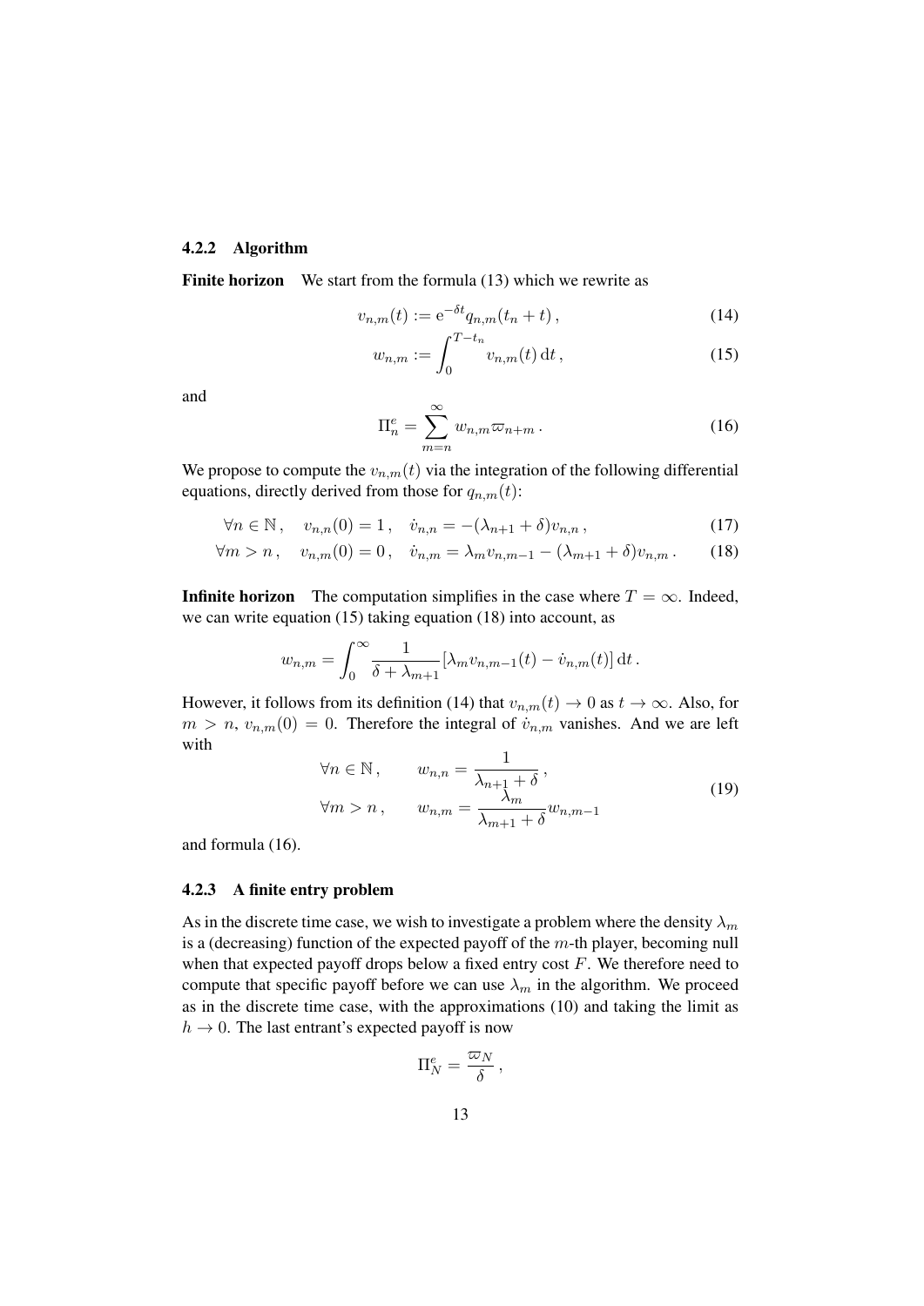#### 4.2.2 Algorithm

**Finite horizon** We start from the formula (13) which we rewrite as

$$v_{n,m}(t) := \mathrm{e}^{-\delta t} q_{n,m}(t_n + t)\,, \tag{14}$$

$$w_{n,m} := \int_0^{T-t_n} v_{n,m}(t)\,\mathrm{d}t\,, \tag{15}$$

and

$$\Pi_n^e = \sum_{m=n}^{\infty} w_{n,m} \varpi_{n+m}\,. \tag{16}$$

We propose to compute the $v_{n,m}(t)$ via the integration of the following differential equations, directly derived from those for $q_{n,m}(t)$:

$$\forall n \in \mathbb{N}\,, \quad v_{n,n}(0) = 1\,, \quad \dot{v}_{n,n} = -(\lambda_{n+1} + \delta) v_{n,n}\,, \tag{17}$$

$$\forall m > n\,, \quad v_{n,m}(0) = 0\,, \quad \dot{v}_{n,m} = \lambda_m v_{n,m-1} - (\lambda_{m+1} + \delta) v_{n,m}\,. \tag{18}$$

**Infinite horizon** The computation simplifies in the case where $T = \infty$. Indeed, we can write equation (15) taking equation (18) into account, as

$$w_{n,m} = \int_0^{\infty} \frac{1}{\delta + \lambda_{m+1}} [\lambda_m v_{n,m-1}(t) - \dot{v}_{n,m}(t)]\,\mathrm{d}t\,.$$

However, it follows from its definition (14) that $v_{n,m}(t) \to 0$ as $t \to \infty$. Also, for $m > n$, $v_{n,m}(0) = 0$. Therefore the integral of $\dot{v}_{n,m}$ vanishes. And we are left with

$$\begin{aligned} \forall n \in \mathbb{N}\,, \qquad & w_{n,n} = \frac{1}{\lambda_{n+1} + \delta}\,, \\ \forall m > n\,, \qquad & w_{n,m} = \frac{\lambda_m}{\lambda_{m+1} + \delta} w_{n,m-1} \end{aligned} \tag{19}$$

and formula (16).

#### 4.2.3 A finite entry problem

As in the discrete time case, we wish to investigate a problem where the density $\lambda_m$ is a (decreasing) function of the expected payoff of the $m$-th player, becoming null when that expected payoff drops below a fixed entry cost $F$. We therefore need to compute that specific payoff before we can use $\lambda_m$ in the algorithm. We proceed as in the discrete time case, with the approximations (10) and taking the limit as $h \to 0$. The last entrant's expected payoff is now

$$\Pi_N^e = \frac{\varpi_N}{\delta}\,,$$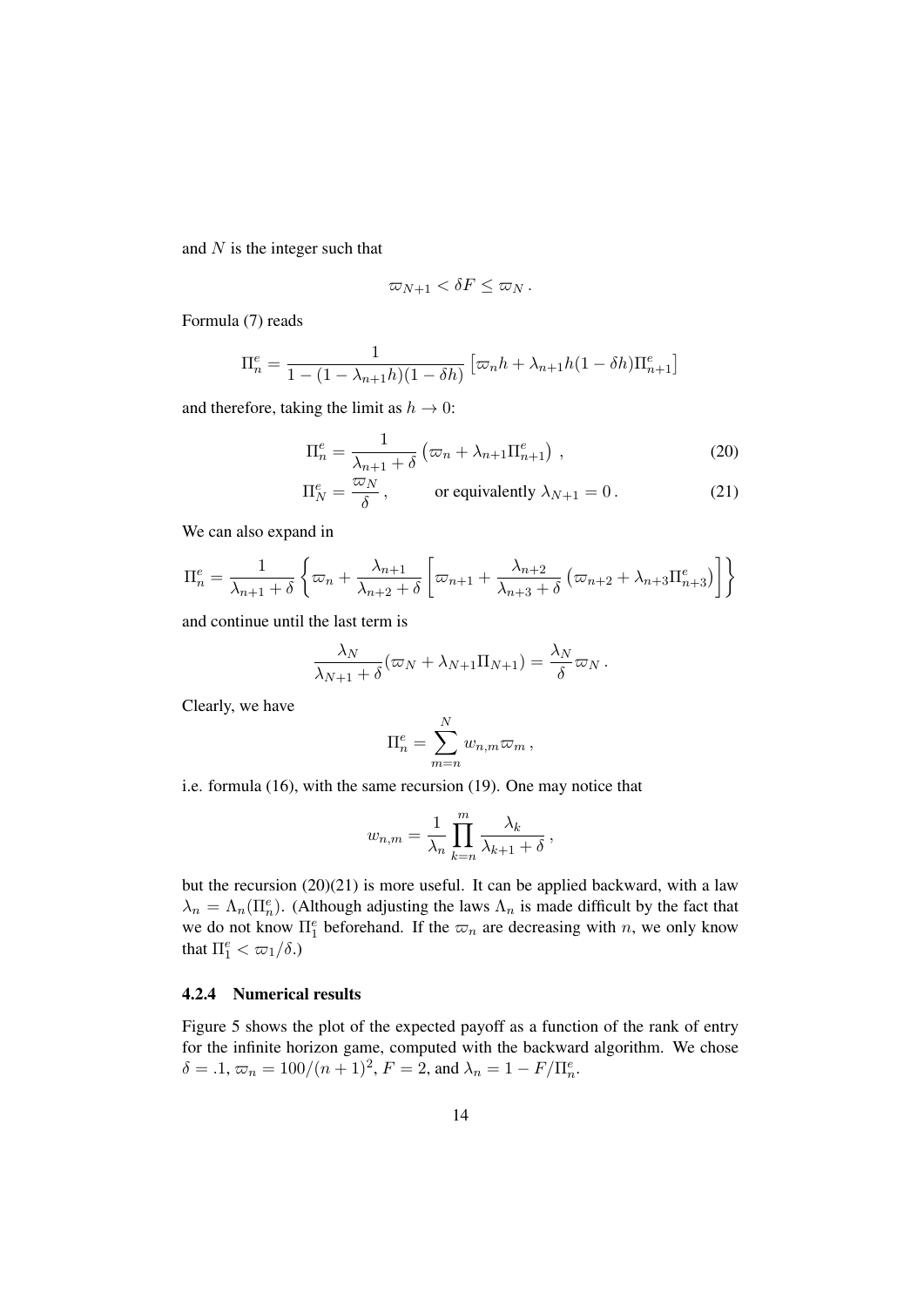and $N$ is the integer such that

$$\varpi_{N+1} < \delta F \le \varpi_N \,.$$

Formula (7) reads

$$\Pi^e_n = \frac{1}{1-(1-\lambda_{n+1}h)(1-\delta h)}\left[\varpi_n h + \lambda_{n+1}h(1-\delta h)\Pi^e_{n+1}\right]$$

and therefore, taking the limit as $h \to 0$:

$$\Pi^e_n = \frac{1}{\lambda_{n+1}+\delta}\left(\varpi_n + \lambda_{n+1}\Pi^e_{n+1}\right)\,, \tag{20}$$

$$\Pi^e_N = \frac{\varpi_N}{\delta}\,, \qquad \text{or equivalently } \lambda_{N+1} = 0\,. \tag{21}$$

We can also expand in

$$\Pi^e_n = \frac{1}{\lambda_{n+1}+\delta}\left\{\varpi_n + \frac{\lambda_{n+1}}{\lambda_{n+2}+\delta}\left[\varpi_{n+1} + \frac{\lambda_{n+2}}{\lambda_{n+3}+\delta}\left(\varpi_{n+2}+\lambda_{n+3}\Pi^e_{n+3}\right)\right]\right\}$$

and continue until the last term is

$$\frac{\lambda_N}{\lambda_{N+1}+\delta}(\varpi_N + \lambda_{N+1}\Pi_{N+1}) = \frac{\lambda_N}{\delta}\varpi_N\,.$$

Clearly, we have

$$\Pi^e_n = \sum_{m=n}^{N} w_{n,m}\varpi_m\,,$$

i.e. formula (16), with the same recursion (19). One may notice that

$$w_{n,m} = \frac{1}{\lambda_n}\prod_{k=n}^{m}\frac{\lambda_k}{\lambda_{k+1}+\delta}\,,$$

but the recursion (20)(21) is more useful. It can be applied backward, with a law $\lambda_n = \Lambda_n(\Pi^e_n)$. (Although adjusting the laws $\Lambda_n$ is made difficult by the fact that we do not know $\Pi^e_1$ beforehand. If the $\varpi_n$ are decreasing with $n$, we only know that $\Pi^e_1 < \varpi_1/\delta$.)

### 4.2.4 Numerical results

Figure 5 shows the plot of the expected payoff as a function of the rank of entry for the infinite horizon game, computed with the backward algorithm. We chose $\delta = .1$, $\varpi_n = 100/(n+1)^2$, $F = 2$, and $\lambda_n = 1 - F/\Pi^e_n$.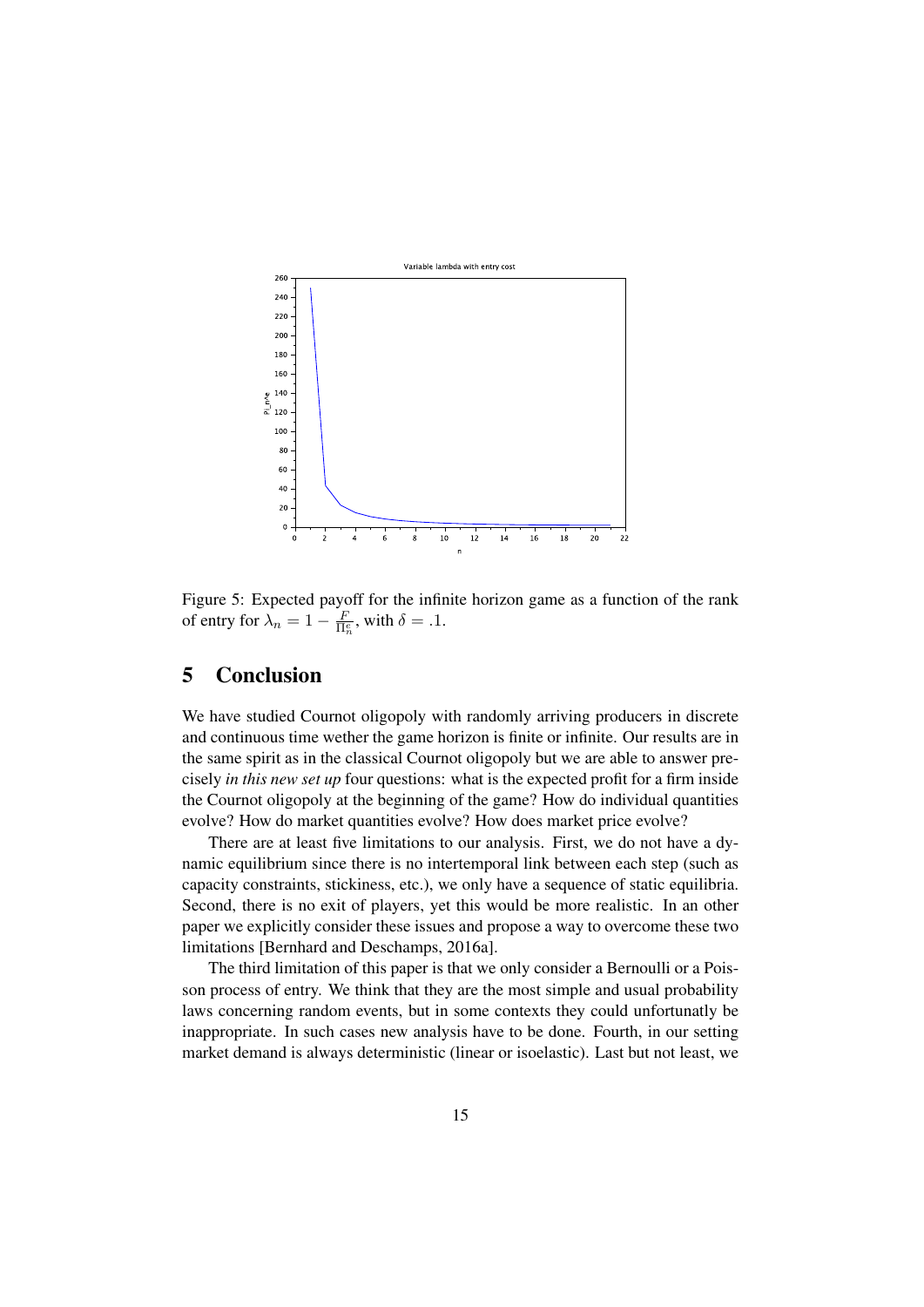Figure 5: Expected payoff for the infinite horizon game as a function of the rank of entry for $\lambda_n = 1 - \frac{F}{\Pi_n^e}$, with $\delta = .1$.

## 5 Conclusion

We have studied Cournot oligopoly with randomly arriving producers in discrete and continuous time wether the game horizon is finite or infinite. Our results are in the same spirit as in the classical Cournot oligopoly but we are able to answer precisely *in this new set up* four questions: what is the expected profit for a firm inside the Cournot oligopoly at the beginning of the game? How do individual quantities evolve? How do market quantities evolve? How does market price evolve?

There are at least five limitations to our analysis. First, we do not have a dynamic equilibrium since there is no intertemporal link between each step (such as capacity constraints, stickiness, etc.), we only have a sequence of static equilibria. Second, there is no exit of players, yet this would be more realistic. In an other paper we explicitly consider these issues and propose a way to overcome these two limitations [Bernhard and Deschamps, 2016a].

The third limitation of this paper is that we only consider a Bernoulli or a Poisson process of entry. We think that they are the most simple and usual probability laws concerning random events, but in some contexts they could unfortunatly be inappropriate. In such cases new analysis have to be done. Fourth, in our setting market demand is always deterministic (linear or isoelastic). Last but not least, we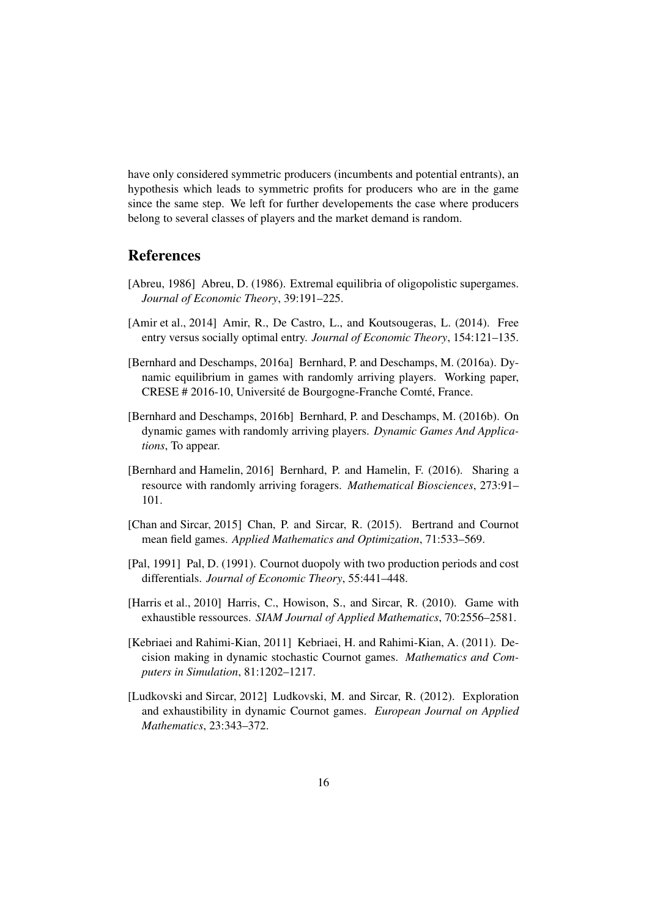have only considered symmetric producers (incumbents and potential entrants), an hypothesis which leads to symmetric profits for producers who are in the game since the same step. We left for further developements the case where producers belong to several classes of players and the market demand is random.

## References

[Abreu, 1986] Abreu, D. (1986). Extremal equilibria of oligopolistic supergames. *Journal of Economic Theory*, 39:191–225.

[Amir et al., 2014] Amir, R., De Castro, L., and Koutsougeras, L. (2014). Free entry versus socially optimal entry. *Journal of Economic Theory*, 154:121–135.

[Bernhard and Deschamps, 2016a] Bernhard, P. and Deschamps, M. (2016a). Dynamic equilibrium in games with randomly arriving players. Working paper, CRESE # 2016-10, Université de Bourgogne-Franche Comté, France.

[Bernhard and Deschamps, 2016b] Bernhard, P. and Deschamps, M. (2016b). On dynamic games with randomly arriving players. *Dynamic Games And Applications*, To appear.

[Bernhard and Hamelin, 2016] Bernhard, P. and Hamelin, F. (2016). Sharing a resource with randomly arriving foragers. *Mathematical Biosciences*, 273:91–101.

[Chan and Sircar, 2015] Chan, P. and Sircar, R. (2015). Bertrand and Cournot mean field games. *Applied Mathematics and Optimization*, 71:533–569.

[Pal, 1991] Pal, D. (1991). Cournot duopoly with two production periods and cost differentials. *Journal of Economic Theory*, 55:441–448.

[Harris et al., 2010] Harris, C., Howison, S., and Sircar, R. (2010). Game with exhaustible ressources. *SIAM Journal of Applied Mathematics*, 70:2556–2581.

[Kebriaei and Rahimi-Kian, 2011] Kebriaei, H. and Rahimi-Kian, A. (2011). Decision making in dynamic stochastic Cournot games. *Mathematics and Computers in Simulation*, 81:1202–1217.

[Ludkovski and Sircar, 2012] Ludkovski, M. and Sircar, R. (2012). Exploration and exhaustibility in dynamic Cournot games. *European Journal on Applied Mathematics*, 23:343–372.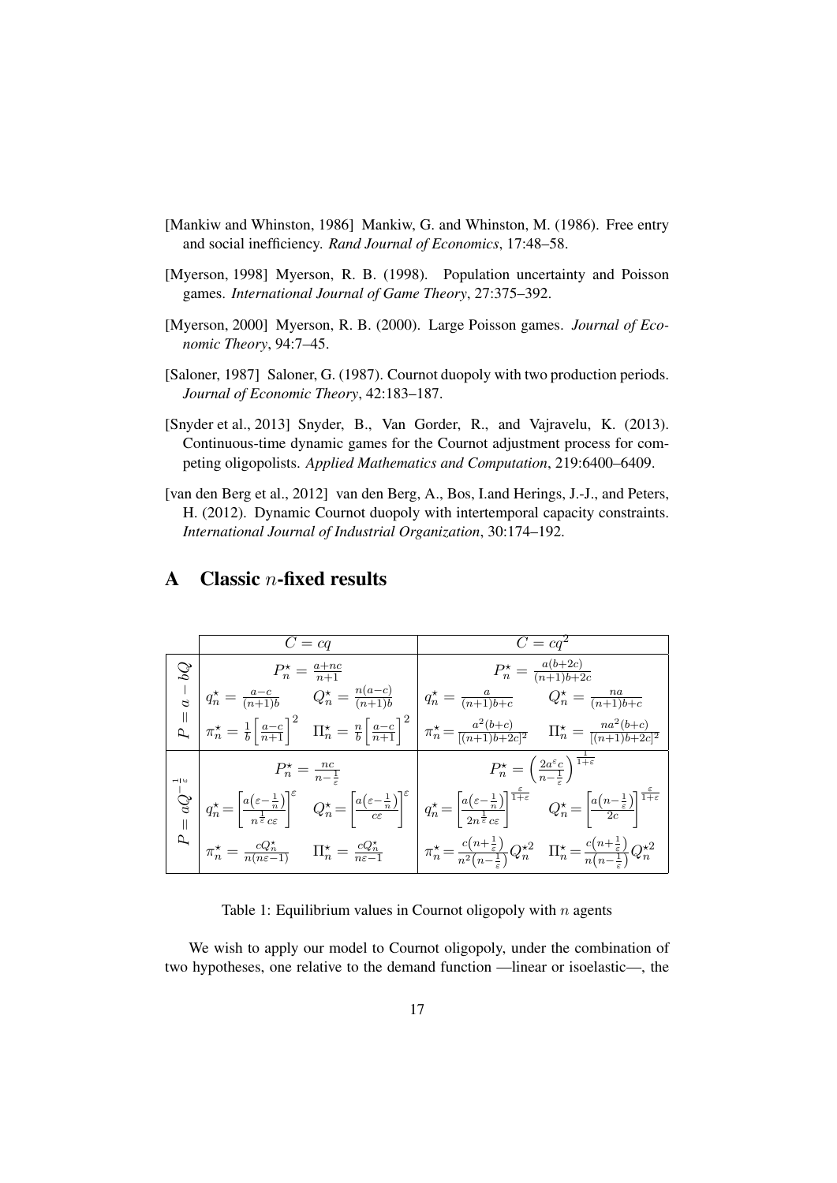[Mankiw and Whinston, 1986] Mankiw, G. and Whinston, M. (1986). Free entry and social inefficiency. *Rand Journal of Economics*, 17:48–58.

[Myerson, 1998] Myerson, R. B. (1998). Population uncertainty and Poisson games. *International Journal of Game Theory*, 27:375–392.

[Myerson, 2000] Myerson, R. B. (2000). Large Poisson games. *Journal of Economic Theory*, 94:7–45.

[Saloner, 1987] Saloner, G. (1987). Cournot duopoly with two production periods. *Journal of Economic Theory*, 42:183–187.

[Snyder et al., 2013] Snyder, B., Van Gorder, R., and Vajravelu, K. (2013). Continuous-time dynamic games for the Cournot adjustment process for competing oligopolists. *Applied Mathematics and Computation*, 219:6400–6409.

[van den Berg et al., 2012] van den Berg, A., Bos, I.and Herings, J.-J., and Peters, H. (2012). Dynamic Cournot duopoly with intertemporal capacity constraints. *International Journal of Industrial Organization*, 30:174–192.

# A Classic $n$-fixed results

| | $C = cq$ | | $C = cq^2$ | |
|---|---|---|---|---|
| $P = a - bQ$ | $P_n^\star = \frac{a+nc}{n+1}$ | | $P_n^\star = \frac{a(b+2c)}{(n+1)b+2c}$ | |
| | $q_n^\star = \frac{a-c}{(n+1)b}$ | $Q_n^\star = \frac{n(a-c)}{(n+1)b}$ | $q_n^\star = \frac{a}{(n+1)b+c}$ | $Q_n^\star = \frac{na}{(n+1)b+c}$ |
| | $\pi_n^\star = \frac{1}{b}\left[\frac{a-c}{n+1}\right]^2$ | $\Pi_n^\star = \frac{n}{b}\left[\frac{a-c}{n+1}\right]^2$ | $\pi_n^\star = \frac{a^2(b+c)}{[(n+1)b+2c]^2}$ | $\Pi_n^\star = \frac{na^2(b+c)}{[(n+1)b+2c]^2}$ |
| $P = aQ^{-\frac{1}{\varepsilon}}$ | $P_n^\star = \frac{nc}{n-\frac{1}{\varepsilon}}$ | | $P_n^\star = \left(\frac{2a^\varepsilon c}{n-\frac{1}{\varepsilon}}\right)^{\frac{1}{1+\varepsilon}}$ | |
| | $q_n^\star = \left[\frac{a\left(\varepsilon-\frac{1}{n}\right)}{n^{\frac{1}{\varepsilon}}c\varepsilon}\right]^\varepsilon$ | $Q_n^\star = \left[\frac{a\left(\varepsilon-\frac{1}{n}\right)}{c\varepsilon}\right]^\varepsilon$ | $q_n^\star = \left[\frac{a\left(\varepsilon-\frac{1}{n}\right)}{2n^{\frac{1}{\varepsilon}}c\varepsilon}\right]^{\frac{\varepsilon}{1+\varepsilon}}$ | $Q_n^\star = \left[\frac{a\left(n-\frac{1}{\varepsilon}\right)}{2c}\right]^{\frac{\varepsilon}{1+\varepsilon}}$ |
| | $\pi_n^\star = \frac{cQ_n^\star}{n(n\varepsilon-1)}$ | $\Pi_n^\star = \frac{cQ_n^\star}{n\varepsilon-1}$ | $\pi_n^\star = \frac{c\left(n+\frac{1}{\varepsilon}\right)}{n^2\left(n-\frac{1}{\varepsilon}\right)}Q_n^{\star 2}$ | $\Pi_n^\star = \frac{c\left(n+\frac{1}{\varepsilon}\right)}{n\left(n-\frac{1}{\varepsilon}\right)}Q_n^{\star 2}$ |

Table 1: Equilibrium values in Cournot oligopoly with $n$ agents

We wish to apply our model to Cournot oligopoly, under the combination of two hypotheses, one relative to the demand function —linear or isoelastic—, the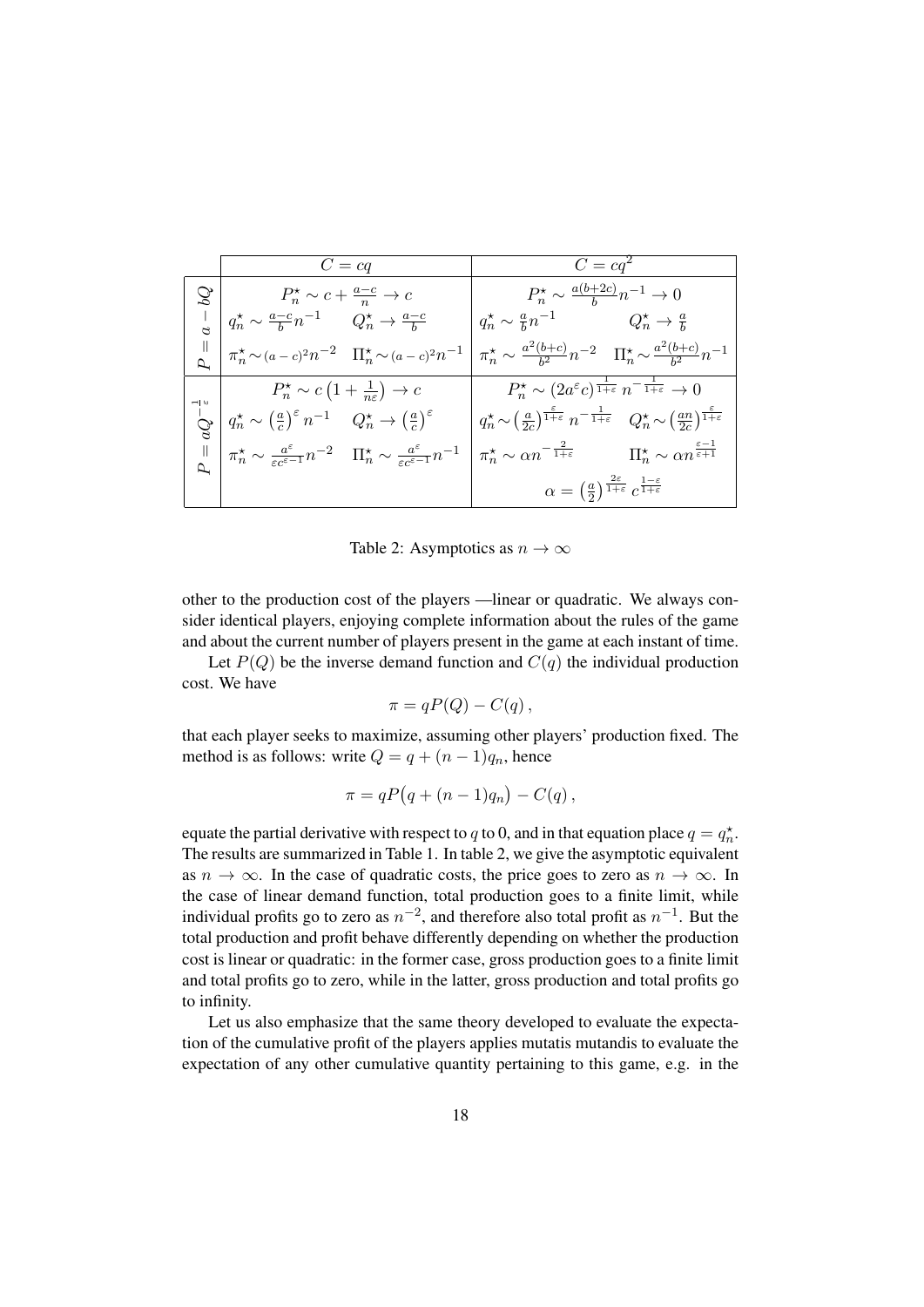| | $C = cq$ | $C = cq^2$ |
|---|---|---|
| $P = a - bQ$ | $P_n^\star \sim c + \frac{a-c}{n} \to c$ <br> $q_n^\star \sim \frac{a-c}{b} n^{-1}$ $\quad Q_n^\star \to \frac{a-c}{b}$ <br> $\pi_n^\star \sim (a-c)^2 n^{-2}$ $\quad \Pi_n^\star \sim (a-c)^2 n^{-1}$ | $P_n^\star \sim \frac{a(b+2c)}{b} n^{-1} \to 0$ <br> $q_n^\star \sim \frac{a}{b} n^{-1}$ $\quad Q_n^\star \to \frac{a}{b}$ <br> $\pi_n^\star \sim \frac{a^2(b+c)}{b^2} n^{-2}$ $\quad \Pi_n^\star \sim \frac{a^2(b+c)}{b^2} n^{-1}$ |
| $P = aQ^{-\frac{1}{\varepsilon}}$ | $P_n^\star \sim c\left(1 + \frac{1}{n\varepsilon}\right) \to c$ <br> $q_n^\star \sim \left(\frac{a}{c}\right)^\varepsilon n^{-1}$ $\quad Q_n^\star \to \left(\frac{a}{c}\right)^\varepsilon$ <br> $\pi_n^\star \sim \frac{a^\varepsilon}{\varepsilon c^{\varepsilon-1}} n^{-2}$ $\quad \Pi_n^\star \sim \frac{a^\varepsilon}{\varepsilon c^{\varepsilon-1}} n^{-1}$ | $P_n^\star \sim (2a^\varepsilon c)^{\frac{1}{1+\varepsilon}} n^{-\frac{1}{1+\varepsilon}} \to 0$ <br> $q_n^\star \sim \left(\frac{a}{2c}\right)^{\frac{\varepsilon}{1+\varepsilon}} n^{-\frac{1}{1+\varepsilon}}$ $\quad Q_n^\star \sim \left(\frac{an}{2c}\right)^{\frac{\varepsilon}{1+\varepsilon}}$ <br> $\pi_n^\star \sim \alpha n^{-\frac{2}{1+\varepsilon}}$ $\quad \Pi_n^\star \sim \alpha n^{\frac{\varepsilon-1}{\varepsilon+1}}$ <br> $\alpha = \left(\frac{a}{2}\right)^{\frac{2\varepsilon}{1+\varepsilon}} c^{\frac{1-\varepsilon}{1+\varepsilon}}$ |

Table 2: Asymptotics as $n \to \infty$

other to the production cost of the players —linear or quadratic. We always consider identical players, enjoying complete information about the rules of the game and about the current number of players present in the game at each instant of time.

Let $P(Q)$ be the inverse demand function and $C(q)$ the individual production cost. We have

$$\pi = qP(Q) - C(q)\,,$$

that each player seeks to maximize, assuming other players' production fixed. The method is as follows: write $Q = q + (n-1)q_n$, hence

$$\pi = qP\big(q + (n-1)q_n\big) - C(q)\,,$$

equate the partial derivative with respect to $q$ to 0, and in that equation place $q = q_n^\star$. The results are summarized in Table 1. In table 2, we give the asymptotic equivalent as $n \to \infty$. In the case of quadratic costs, the price goes to zero as $n \to \infty$. In the case of linear demand function, total production goes to a finite limit, while individual profits go to zero as $n^{-2}$, and therefore also total profit as $n^{-1}$. But the total production and profit behave differently depending on whether the production cost is linear or quadratic: in the former case, gross production goes to a finite limit and total profits go to zero, while in the latter, gross production and total profits go to infinity.

Let us also emphasize that the same theory developed to evaluate the expectation of the cumulative profit of the players applies mutatis mutandis to evaluate the expectation of any other cumulative quantity pertaining to this game, e.g. in the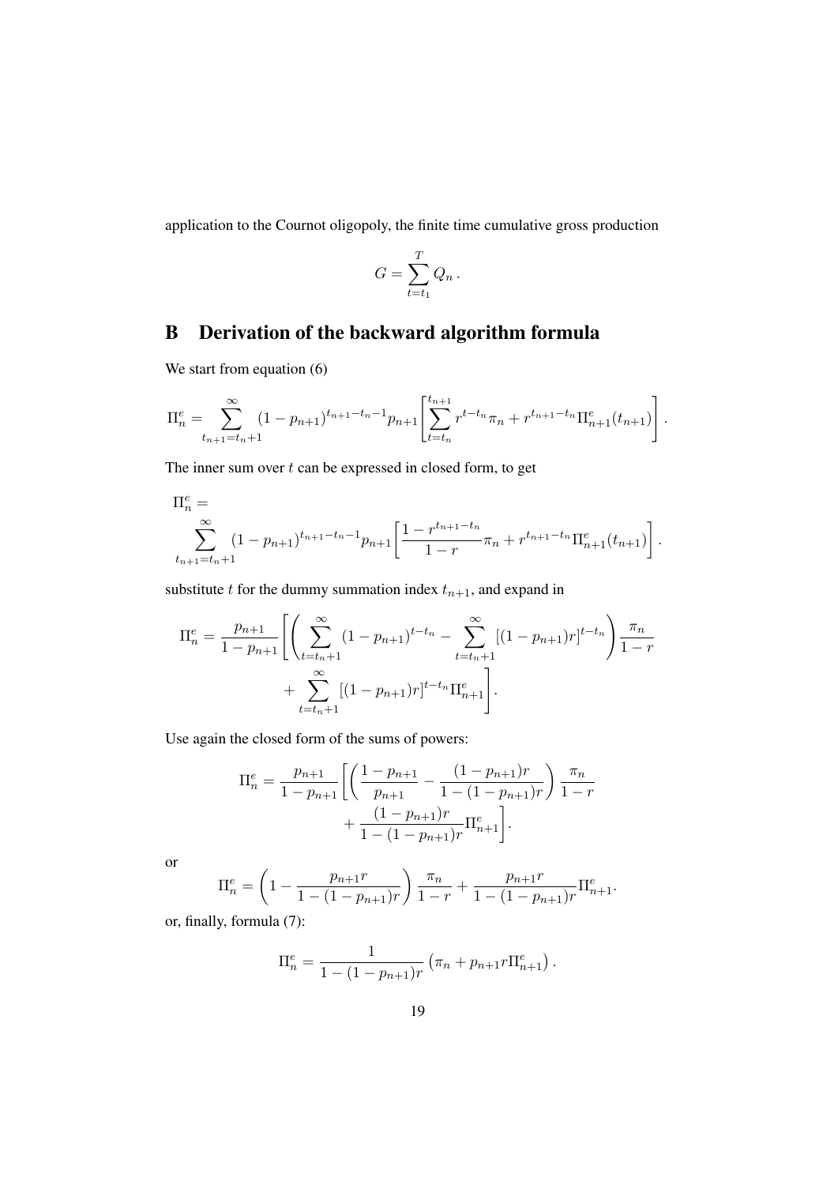application to the Cournot oligopoly, the finite time cumulative gross production

$$G = \sum_{t=t_1}^{T} Q_n\,.$$

## B Derivation of the backward algorithm formula

We start from equation (6)

$$\Pi_n^e = \sum_{t_{n+1}=t_n+1}^{\infty} (1-p_{n+1})^{t_{n+1}-t_n-1} p_{n+1} \left[ \sum_{t=t_n}^{t_{n+1}} r^{t-t_n} \pi_n + r^{t_{n+1}-t_n} \Pi_{n+1}^e(t_{n+1}) \right].$$

The inner sum over $t$ can be expressed in closed form, to get

$$\Pi_n^e = \sum_{t_{n+1}=t_n+1}^{\infty} (1-p_{n+1})^{t_{n+1}-t_n-1} p_{n+1} \left[ \frac{1-r^{t_{n+1}-t_n}}{1-r} \pi_n + r^{t_{n+1}-t_n} \Pi_{n+1}^e(t_{n+1}) \right].$$

substitute $t$ for the dummy summation index $t_{n+1}$, and expand in

$$\Pi_n^e = \frac{p_{n+1}}{1-p_{n+1}} \left[ \left( \sum_{t=t_n+1}^{\infty} (1-p_{n+1})^{t-t_n} - \sum_{t=t_n+1}^{\infty} [(1-p_{n+1})r]^{t-t_n} \right) \frac{\pi_n}{1-r} + \sum_{t=t_n+1}^{\infty} [(1-p_{n+1})r]^{t-t_n} \Pi_{n+1}^e \right].$$

Use again the closed form of the sums of powers:

$$\Pi_n^e = \frac{p_{n+1}}{1-p_{n+1}} \left[ \left( \frac{1-p_{n+1}}{p_{n+1}} - \frac{(1-p_{n+1})r}{1-(1-p_{n+1})r} \right) \frac{\pi_n}{1-r} + \frac{(1-p_{n+1})r}{1-(1-p_{n+1})r} \Pi_{n+1}^e \right].$$

or

$$\Pi_n^e = \left( 1 - \frac{p_{n+1} r}{1-(1-p_{n+1})r} \right) \frac{\pi_n}{1-r} + \frac{p_{n+1} r}{1-(1-p_{n+1})r} \Pi_{n+1}^e.$$

or, finally, formula (7):

$$\Pi_n^e = \frac{1}{1-(1-p_{n+1})r} \left( \pi_n + p_{n+1} r \Pi_{n+1}^e \right).$$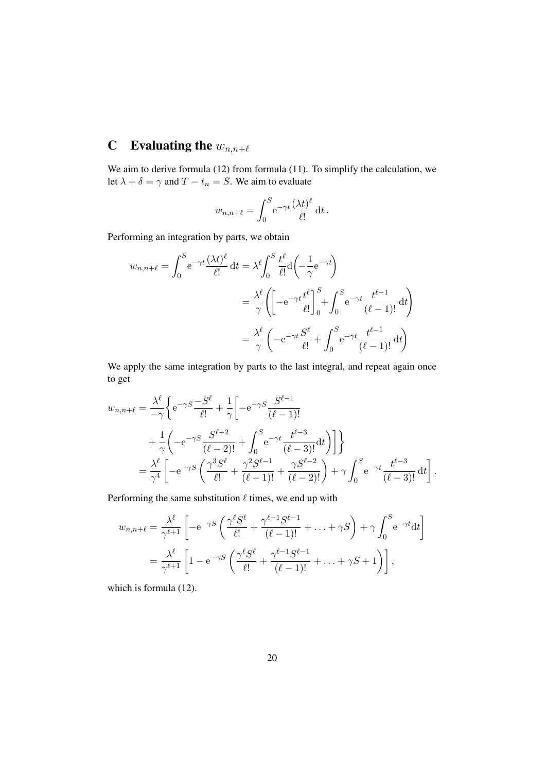# C Evaluating the $w_{n,n+\ell}$

We aim to derive formula (12) from formula (11). To simplify the calculation, we let $\lambda + \delta = \gamma$ and $T - t_n = S$. We aim to evaluate

$$w_{n,n+\ell} = \int_0^S \mathrm{e}^{-\gamma t} \frac{(\lambda t)^\ell}{\ell!} \, \mathrm{d}t \, .$$

Performing an integration by parts, we obtain

$$\begin{aligned}
w_{n,n+\ell} = \int_0^S \mathrm{e}^{-\gamma t} \frac{(\lambda t)^\ell}{\ell!} \, \mathrm{d}t = \lambda^\ell \int_0^S \frac{t^\ell}{\ell!} \mathrm{d}\Big( -\frac{1}{\gamma} \mathrm{e}^{-\gamma t} \Big) \\
= \frac{\lambda^\ell}{\gamma} \left( \Big[ -\mathrm{e}^{-\gamma t} \frac{t^\ell}{\ell!} \Big]_0^S + \int_0^S \mathrm{e}^{-\gamma t} \frac{t^{\ell-1}}{(\ell-1)!} \, \mathrm{d}t \right) \\
= \frac{\lambda^\ell}{\gamma} \left( -\mathrm{e}^{-\gamma t} \frac{S^\ell}{\ell!} + \int_0^S \mathrm{e}^{-\gamma t} \frac{t^{\ell-1}}{(\ell-1)!} \, \mathrm{d}t \right)
\end{aligned}$$

We apply the same integration by parts to the last integral, and repeat again once to get

$$\begin{aligned}
w_{n,n+\ell} &= \frac{\lambda^\ell}{-\gamma} \bigg\{ \mathrm{e}^{-\gamma S} \frac{-S^\ell}{\ell!} + \frac{1}{\gamma} \bigg[ -\mathrm{e}^{-\gamma S} \frac{S^{\ell-1}}{(\ell-1)!} \\
&\quad + \frac{1}{\gamma} \bigg( -\mathrm{e}^{-\gamma S} \frac{S^{\ell-2}}{(\ell-2)!} + \int_0^S \mathrm{e}^{-\gamma t} \frac{t^{\ell-3}}{(\ell-3)!} \mathrm{d}t \bigg) \bigg] \bigg\} \\
&= \frac{\lambda^\ell}{\gamma^4} \left[ -\mathrm{e}^{-\gamma S} \left( \frac{\gamma^3 S^\ell}{\ell!} + \frac{\gamma^2 S^{\ell-1}}{(\ell-1)!} + \frac{\gamma S^{\ell-2}}{(\ell-2)!} \right) + \gamma \int_0^S \mathrm{e}^{-\gamma t} \frac{t^{\ell-3}}{(\ell-3)!} \, \mathrm{d}t \right] .
\end{aligned}$$

Performing the same substitution $\ell$ times, we end up with

$$\begin{aligned}
w_{n,n+\ell} &= \frac{\lambda^\ell}{\gamma^{\ell+1}} \left[ -\mathrm{e}^{-\gamma S} \left( \frac{\gamma^\ell S^\ell}{\ell!} + \frac{\gamma^{\ell-1} S^{\ell-1}}{(\ell-1)!} + \ldots + \gamma S \right) + \gamma \int_0^S \mathrm{e}^{-\gamma t} \mathrm{d}t \right] \\
&= \frac{\lambda^\ell}{\gamma^{\ell+1}} \left[ 1 - \mathrm{e}^{-\gamma S} \left( \frac{\gamma^\ell S^\ell}{\ell!} + \frac{\gamma^{\ell-1} S^{\ell-1}}{(\ell-1)!} + \ldots + \gamma S + 1 \right) \right],
\end{aligned}$$

which is formula (12).